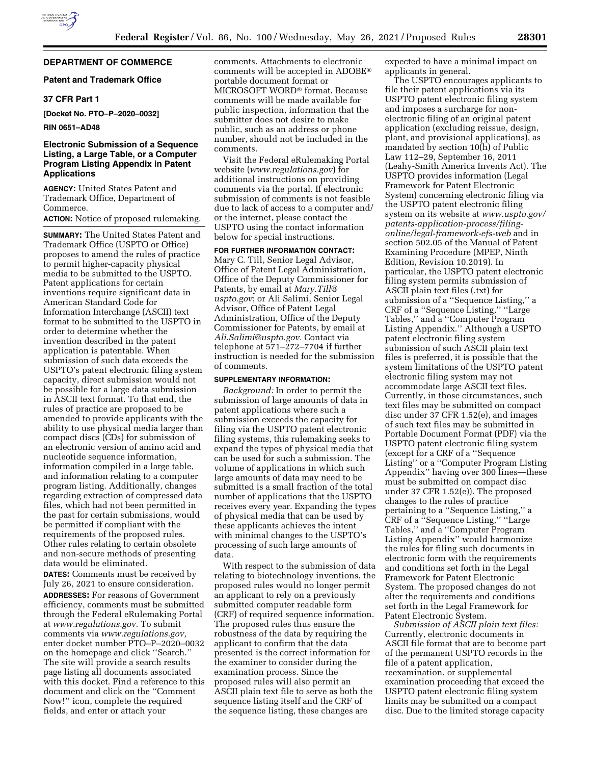**DEPARTMENT OF COMMERCE**

**Patent and Trademark Office**

**37 CFR Part 1**

**[Docket No. PTO–P–2020–0032]**

**RIN 0651–AD48**

## Electronic Submission of a Sequence Listing, a Large Table, or a Computer Program Listing Appendix in Patent Applications

**AGENCY:** United States Patent and Trademark Office, Department of Commerce.

**ACTION:** Notice of proposed rulemaking.

**SUMMARY:** The United States Patent and Trademark Office (USPTO or Office) proposes to amend the rules of practice to permit higher-capacity physical media to be submitted to the USPTO. Patent applications for certain inventions require significant data in American Standard Code for Information Interchange (ASCII) text format to be submitted to the USPTO in order to determine whether the invention described in the patent application is patentable. When submission of such data exceeds the USPTO's patent electronic filing system capacity, direct submission would not be possible for a large data submission in ASCII text format. To that end, the rules of practice are proposed to be amended to provide applicants with the ability to use physical media larger than compact discs (CDs) for submission of an electronic version of amino acid and nucleotide sequence information, information compiled in a large table, and information relating to a computer program listing. Additionally, changes regarding extraction of compressed data files, which had not been permitted in the past for certain submissions, would be permitted if compliant with the requirements of the proposed rules. Other rules relating to certain obsolete and non-secure methods of presenting data would be eliminated.

**DATES:** Comments must be received by July 26, 2021 to ensure consideration.

**ADDRESSES:** For reasons of Government efficiency, comments must be submitted through the Federal eRulemaking Portal at *www.regulations.gov.* To submit comments via *www.regulations.gov,* enter docket number PTO–P–2020–0032 on the homepage and click ''Search.'' The site will provide a search results page listing all documents associated with this docket. Find a reference to this document and click on the ''Comment Now!'' icon, complete the required fields, and enter or attach your comments. Attachments to electronic comments will be accepted in ADOBE® portable document format or MICROSOFT WORD® format. Because comments will be made available for public inspection, information that the submitter does not desire to make public, such as an address or phone number, should not be included in the comments.

Visit the Federal eRulemaking Portal website (*www.regulations.gov*) for additional instructions on providing comments via the portal. If electronic submission of comments is not feasible due to lack of access to a computer and/or the internet, please contact the USPTO using the contact information below for special instructions.

**FOR FURTHER INFORMATION CONTACT:** Mary C. Till, Senior Legal Advisor, Office of Patent Legal Administration, Office of the Deputy Commissioner for Patents, by email at *Mary.Till@uspto.gov*; or Ali Salimi, Senior Legal Advisor, Office of Patent Legal Administration, Office of the Deputy Commissioner for Patents, by email at *Ali.Salimi@uspto.gov.* Contact via telephone at 571–272–7704 if further instruction is needed for the submission of comments.

**SUPPLEMENTARY INFORMATION:**

*Background:* In order to permit the submission of large amounts of data in patent applications where such a submission exceeds the capacity for filing via the USPTO patent electronic filing systems, this rulemaking seeks to expand the types of physical media that can be used for such a submission. The volume of applications in which such large amounts of data may need to be submitted is a small fraction of the total number of applications that the USPTO receives every year. Expanding the types of physical media that can be used by these applicants achieves the intent with minimal changes to the USPTO's processing of such large amounts of data.

With respect to the submission of data relating to biotechnology inventions, the proposed rules would no longer permit an applicant to rely on a previously submitted computer readable form (CRF) of required sequence information. The proposed rules thus ensure the robustness of the data by requiring the applicant to confirm that the data presented is the correct information for the examiner to consider during the examination process. Since the proposed rules will also permit an ASCII plain text file to serve as both the sequence listing itself and the CRF of the sequence listing, these changes are expected to have a minimal impact on applicants in general.

The USPTO encourages applicants to file their patent applications via its USPTO patent electronic filing system and imposes a surcharge for non-electronic filing of an original patent application (excluding reissue, design, plant, and provisional applications), as mandated by section 10(h) of Public Law 112–29, September 16, 2011 (Leahy-Smith America Invents Act). The USPTO provides information (Legal Framework for Patent Electronic System) concerning electronic filing via the USPTO patent electronic filing system on its website at *www.uspto.gov/patents-application-process/filing-online/legal-framework-efs-web* and in section 502.05 of the Manual of Patent Examining Procedure (MPEP, Ninth Edition, Revision 10.2019). In particular, the USPTO patent electronic filing system permits submission of ASCII plain text files (.txt) for submission of a ''Sequence Listing,'' a CRF of a ''Sequence Listing,'' ''Large Tables,'' and a ''Computer Program Listing Appendix.'' Although a USPTO patent electronic filing system submission of such ASCII plain text files is preferred, it is possible that the system limitations of the USPTO patent electronic filing system may not accommodate large ASCII text files. Currently, in those circumstances, such text files may be submitted on compact disc under 37 CFR 1.52(e), and images of such text files may be submitted in Portable Document Format (PDF) via the USPTO patent electronic filing system (except for a CRF of a ''Sequence Listing'' or a ''Computer Program Listing Appendix'' having over 300 lines—these must be submitted on compact disc under 37 CFR 1.52(e)). The proposed changes to the rules of practice pertaining to a ''Sequence Listing,'' a CRF of a ''Sequence Listing,'' ''Large Tables,'' and a ''Computer Program Listing Appendix'' would harmonize the rules for filing such documents in electronic form with the requirements and conditions set forth in the Legal Framework for Patent Electronic System. The proposed changes do not alter the requirements and conditions set forth in the Legal Framework for Patent Electronic System.

*Submission of ASCII plain text files:* Currently, electronic documents in ASCII file format that are to become part of the permanent USPTO records in the file of a patent application, reexamination, or supplemental examination proceeding that exceed the USPTO patent electronic filing system limits may be submitted on a compact disc. Due to the limited storage capacity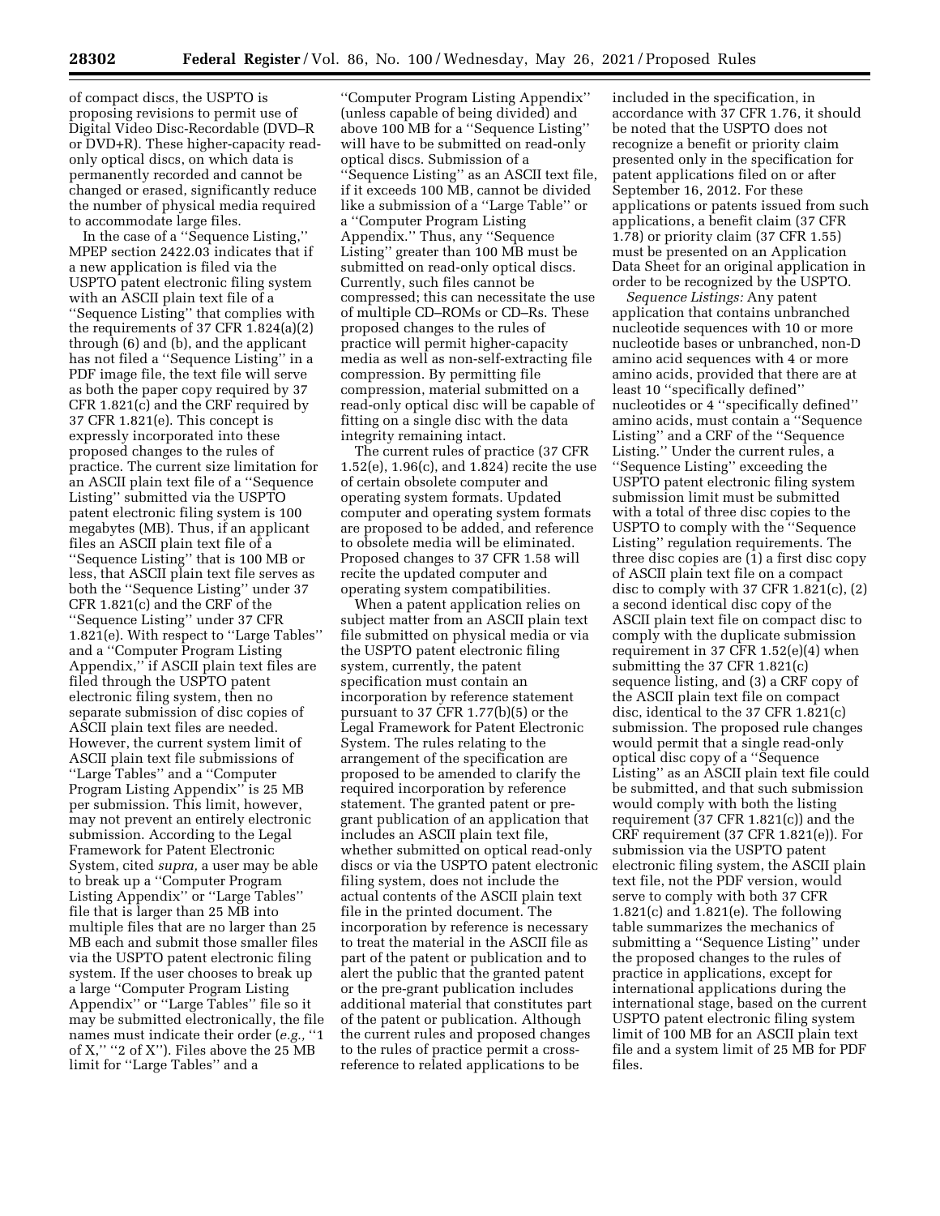of compact discs, the USPTO is proposing revisions to permit use of Digital Video Disc-Recordable (DVD–R or DVD+R). These higher-capacity read-only optical discs, on which data is permanently recorded and cannot be changed or erased, significantly reduce the number of physical media required to accommodate large files.

In the case of a ''Sequence Listing,'' MPEP section 2422.03 indicates that if a new application is filed via the USPTO patent electronic filing system with an ASCII plain text file of a ''Sequence Listing'' that complies with the requirements of 37 CFR 1.824(a)(2) through (6) and (b), and the applicant has not filed a ''Sequence Listing'' in a PDF image file, the text file will serve as both the paper copy required by 37 CFR 1.821(c) and the CRF required by 37 CFR 1.821(e). This concept is expressly incorporated into these proposed changes to the rules of practice. The current size limitation for an ASCII plain text file of a ''Sequence Listing'' submitted via the USPTO patent electronic filing system is 100 megabytes (MB). Thus, if an applicant files an ASCII plain text file of a ''Sequence Listing'' that is 100 MB or less, that ASCII plain text file serves as both the ''Sequence Listing'' under 37 CFR 1.821(c) and the CRF of the ''Sequence Listing'' under 37 CFR 1.821(e). With respect to ''Large Tables'' and a ''Computer Program Listing Appendix,'' if ASCII plain text files are filed through the USPTO patent electronic filing system, then no separate submission of disc copies of ASCII plain text files are needed. However, the current system limit of ASCII plain text file submissions of ''Large Tables'' and a ''Computer Program Listing Appendix'' is 25 MB per submission. This limit, however, may not prevent an entirely electronic submission. According to the Legal Framework for Patent Electronic System, cited *supra,* a user may be able to break up a ''Computer Program Listing Appendix'' or ''Large Tables'' file that is larger than 25 MB into multiple files that are no larger than 25 MB each and submit those smaller files via the USPTO patent electronic filing system. If the user chooses to break up a large ''Computer Program Listing Appendix'' or ''Large Tables'' file so it may be submitted electronically, the file names must indicate their order (*e.g.,* ''1 of X,'' ''2 of X''). Files above the 25 MB limit for ''Large Tables'' and a ''Computer Program Listing Appendix'' (unless capable of being divided) and above 100 MB for a ''Sequence Listing'' will have to be submitted on read-only optical discs. Submission of a ''Sequence Listing'' as an ASCII text file, if it exceeds 100 MB, cannot be divided like a submission of a ''Large Table'' or a ''Computer Program Listing Appendix.'' Thus, any ''Sequence Listing'' greater than 100 MB must be submitted on read-only optical discs. Currently, such files cannot be compressed; this can necessitate the use of multiple CD–ROMs or CD–Rs. These proposed changes to the rules of practice will permit higher-capacity media as well as non-self-extracting file compression. By permitting file compression, material submitted on a read-only optical disc will be capable of fitting on a single disc with the data integrity remaining intact.

The current rules of practice (37 CFR 1.52(e), 1.96(c), and 1.824) recite the use of certain obsolete computer and operating system formats. Updated computer and operating system formats are proposed to be added, and reference to obsolete media will be eliminated. Proposed changes to 37 CFR 1.58 will recite the updated computer and operating system compatibilities.

When a patent application relies on subject matter from an ASCII plain text file submitted on physical media or via the USPTO patent electronic filing system, currently, the patent specification must contain an incorporation by reference statement pursuant to 37 CFR 1.77(b)(5) or the Legal Framework for Patent Electronic System. The rules relating to the arrangement of the specification are proposed to be amended to clarify the required incorporation by reference statement. The granted patent or pre-grant publication of an application that includes an ASCII plain text file, whether submitted on optical read-only discs or via the USPTO patent electronic filing system, does not include the actual contents of the ASCII plain text file in the printed document. The incorporation by reference is necessary to treat the material in the ASCII file as part of the patent or publication and to alert the public that the granted patent or the pre-grant publication includes additional material that constitutes part of the patent or publication. Although the current rules and proposed changes to the rules of practice permit a cross-reference to related applications to be included in the specification, in accordance with 37 CFR 1.76, it should be noted that the USPTO does not recognize a benefit or priority claim presented only in the specification for patent applications filed on or after September 16, 2012. For these applications or patents issued from such applications, a benefit claim (37 CFR 1.78) or priority claim (37 CFR 1.55) must be presented on an Application Data Sheet for an original application in order to be recognized by the USPTO.

*Sequence Listings:* Any patent application that contains unbranched nucleotide sequences with 10 or more nucleotide bases or unbranched, non-D amino acid sequences with 4 or more amino acids, provided that there are at least 10 ''specifically defined'' nucleotides or 4 ''specifically defined'' amino acids, must contain a ''Sequence Listing'' and a CRF of the ''Sequence Listing.'' Under the current rules, a ''Sequence Listing'' exceeding the USPTO patent electronic filing system submission limit must be submitted with a total of three disc copies to the USPTO to comply with the ''Sequence Listing'' regulation requirements. The three disc copies are (1) a first disc copy of ASCII plain text file on a compact disc to comply with 37 CFR 1.821(c), (2) a second identical disc copy of the ASCII plain text file on compact disc to comply with the duplicate submission requirement in 37 CFR 1.52(e)(4) when submitting the 37 CFR 1.821(c) sequence listing, and (3) a CRF copy of the ASCII plain text file on compact disc, identical to the 37 CFR 1.821(c) submission. The proposed rule changes would permit that a single read-only optical disc copy of a ''Sequence Listing'' as an ASCII plain text file could be submitted, and that such submission would comply with both the listing requirement (37 CFR 1.821(c)) and the CRF requirement (37 CFR 1.821(e)). For submission via the USPTO patent electronic filing system, the ASCII plain text file, not the PDF version, would serve to comply with both 37 CFR 1.821(c) and 1.821(e). The following table summarizes the mechanics of submitting a ''Sequence Listing'' under the proposed changes to the rules of practice in applications, except for international applications during the international stage, based on the current USPTO patent electronic filing system limit of 100 MB for an ASCII plain text file and a system limit of 25 MB for PDF files.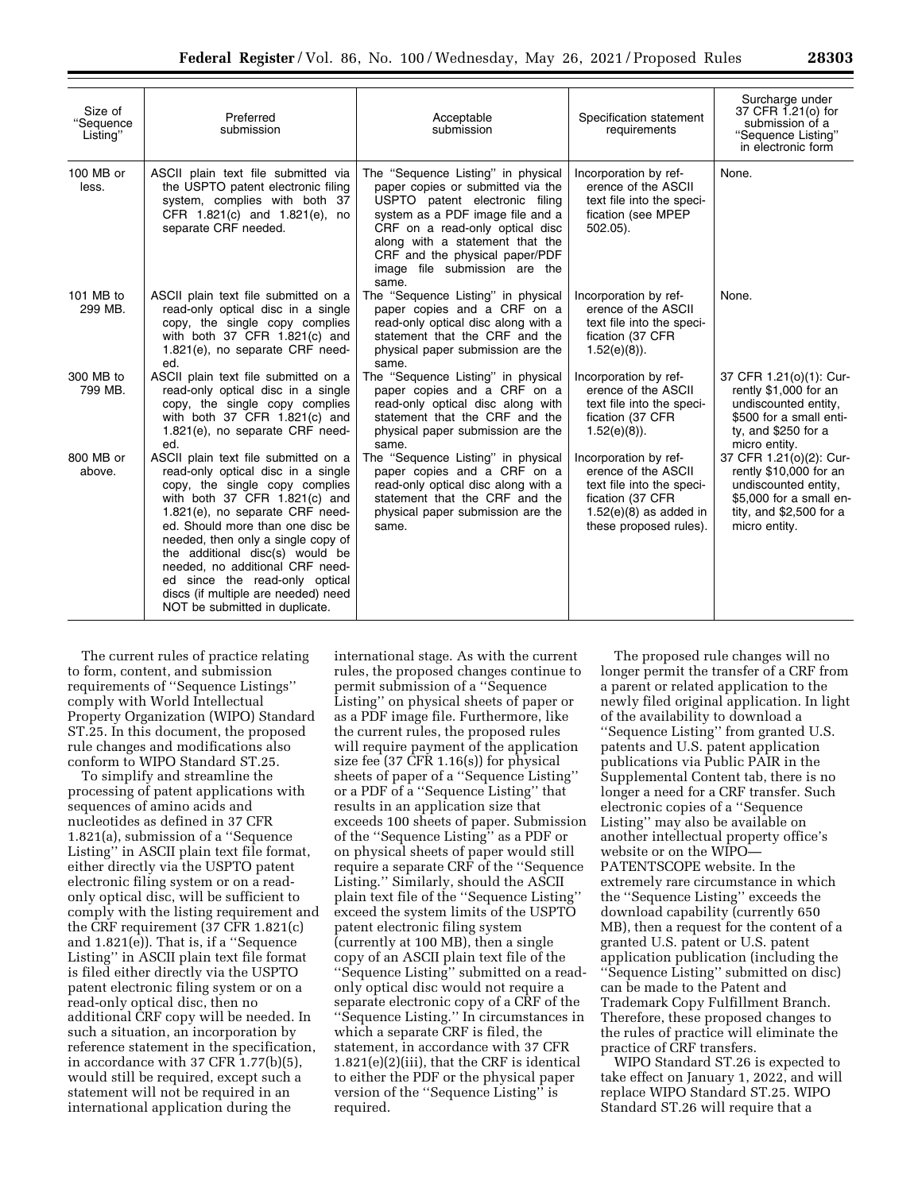| Size of "Sequence Listing" | Preferred submission | Acceptable submission | Specification statement requirements | Surcharge under 37 CFR 1.21(o) for submission of a "Sequence Listing" in electronic form |
|---|---|---|---|---|
| 100 MB or less. | ASCII plain text file submitted via the USPTO patent electronic filing system, complies with both 37 CFR 1.821(c) and 1.821(e), no separate CRF needed. | The "Sequence Listing" in physical paper copies or submitted via the USPTO patent electronic filing system as a PDF image file and a CRF on a read-only optical disc along with a statement that the CRF and the physical paper/PDF image file submission are the same. | Incorporation by reference of the ASCII text file into the specification (see MPEP 502.05). | None. |
| 101 MB to 299 MB. | ASCII plain text file submitted on a read-only optical disc in a single copy, the single copy complies with both 37 CFR 1.821(c) and 1.821(e), no separate CRF needed. | The "Sequence Listing" in physical paper copies and a CRF on a read-only optical disc along with a statement that the CRF and the physical paper submission are the same. | Incorporation by reference of the ASCII text file into the specification (37 CFR 1.52(e)(8)). | None. |
| 300 MB to 799 MB. | ASCII plain text file submitted on a read-only optical disc in a single copy, the single copy complies with both 37 CFR 1.821(c) and 1.821(e), no separate CRF needed. | The "Sequence Listing" in physical paper copies and a CRF on a read-only optical disc along with statement that the CRF and the physical paper submission are the same. | Incorporation by reference of the ASCII text file into the specification (37 CFR 1.52(e)(8)). | 37 CFR 1.21(o)(1): Currently $1,000 for an undiscounted entity, $500 for a small entity, and $250 for a micro entity. |
| 800 MB or above. | ASCII plain text file submitted on a read-only optical disc in a single copy, the single copy complies with both 37 CFR 1.821(c) and 1.821(e), no separate CRF needed. Should more than one disc be needed, then only a single copy of the additional disc(s) would be needed, no additional CRF needed since the read-only optical discs (if multiple are needed) need NOT be submitted in duplicate. | The "Sequence Listing" in physical paper copies and a CRF on a read-only optical disc along with a statement that the CRF and the physical paper submission are the same. | Incorporation by reference of the ASCII text file into the specification (37 CFR 1.52(e)(8) as added in these proposed rules). | 37 CFR 1.21(o)(2): Currently $10,000 for an undiscounted entity, $5,000 for a small entity, and $2,500 for a micro entity. |

The current rules of practice relating to form, content, and submission requirements of "Sequence Listings" comply with World Intellectual Property Organization (WIPO) Standard ST.25. In this document, the proposed rule changes and modifications also conform to WIPO Standard ST.25.

To simplify and streamline the processing of patent applications with sequences of amino acids and nucleotides as defined in 37 CFR 1.821(a), submission of a "Sequence Listing" in ASCII plain text file format, either directly via the USPTO patent electronic filing system or on a read-only optical disc, will be sufficient to comply with the listing requirement and the CRF requirement (37 CFR 1.821(c) and 1.821(e)). That is, if a "Sequence Listing" in ASCII plain text file format is filed either directly via the USPTO patent electronic filing system or on a read-only optical disc, then no additional CRF copy will be needed. In such a situation, an incorporation by reference statement in the specification, in accordance with 37 CFR 1.77(b)(5), would still be required, except such a statement will not be required in an international application during the international stage. As with the current rules, the proposed changes continue to permit submission of a "Sequence Listing" on physical sheets of paper or as a PDF image file. Furthermore, like the current rules, the proposed rules will require payment of the application size fee (37 CFR 1.16(s)) for physical sheets of paper of a "Sequence Listing" or a PDF of a "Sequence Listing" that results in an application size that exceeds 100 sheets of paper. Submission of the "Sequence Listing" as a PDF or on physical sheets of paper would still require a separate CRF of the "Sequence Listing." Similarly, should the ASCII plain text file of the "Sequence Listing" exceed the system limits of the USPTO patent electronic filing system (currently at 100 MB), then a single copy of an ASCII plain text file of the "Sequence Listing" submitted on a read-only optical disc would not require a separate electronic copy of a CRF of the "Sequence Listing." In circumstances in which a separate CRF is filed, the statement, in accordance with 37 CFR 1.821(e)(2)(iii), that the CRF is identical to either the PDF or the physical paper version of the "Sequence Listing" is required.

The proposed rule changes will no longer permit the transfer of a CRF from a parent or related application to the newly filed original application. In light of the availability to download a "Sequence Listing" from granted U.S. patents and U.S. patent application publications via Public PAIR in the Supplemental Content tab, there is no longer a need for a CRF transfer. Such electronic copies of a "Sequence Listing" may also be available on another intellectual property office's website or on the WIPO—PATENTSCOPE website. In the extremely rare circumstance in which the "Sequence Listing" exceeds the download capability (currently 650 MB), then a request for the content of a granted U.S. patent or U.S. patent application publication (including the "Sequence Listing" submitted on disc) can be made to the Patent and Trademark Copy Fulfillment Branch. Therefore, these proposed changes to the rules of practice will eliminate the practice of CRF transfers.

WIPO Standard ST.26 is expected to take effect on January 1, 2022, and will replace WIPO Standard ST.25. WIPO Standard ST.26 will require that a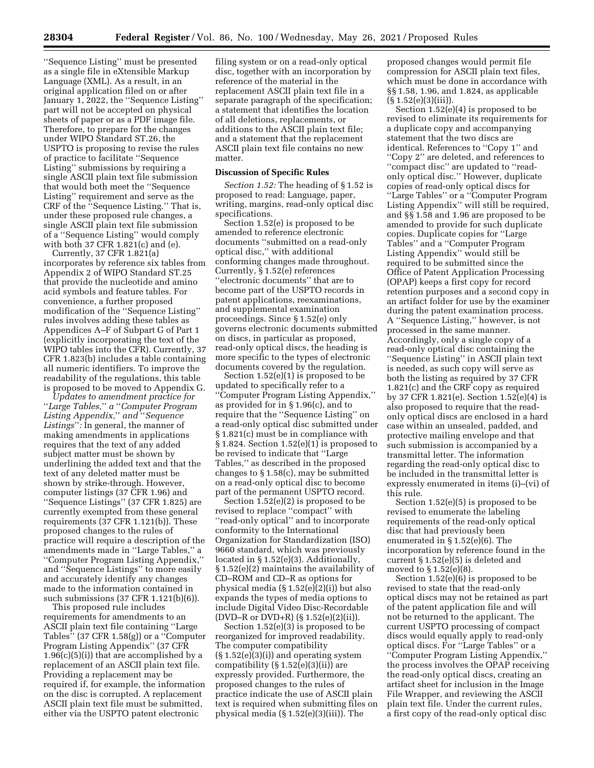"Sequence Listing" must be presented as a single file in eXtensible Markup Language (XML). As a result, in an original application filed on or after January 1, 2022, the "Sequence Listing" part will not be accepted on physical sheets of paper or as a PDF image file. Therefore, to prepare for the changes under WIPO Standard ST.26, the USPTO is proposing to revise the rules of practice to facilitate "Sequence Listing" submissions by requiring a single ASCII plain text file submission that would both meet the "Sequence Listing" requirement and serve as the CRF of the "Sequence Listing." That is, under these proposed rule changes, a single ASCII plain text file submission of a "Sequence Listing" would comply with both 37 CFR 1.821(c) and (e).

Currently, 37 CFR 1.821(a) incorporates by reference six tables from Appendix 2 of WIPO Standard ST.25 that provide the nucleotide and amino acid symbols and feature tables. For convenience, a further proposed modification of the "Sequence Listing" rules involves adding these tables as Appendices A–F of Subpart G of Part 1 (explicitly incorporating the text of the WIPO tables into the CFR). Currently, 37 CFR 1.823(b) includes a table containing all numeric identifiers. To improve the readability of the regulations, this table is proposed to be moved to Appendix G.

*Updates to amendment practice for "Large Tables," a "Computer Program Listing Appendix," and "Sequence Listings":* In general, the manner of making amendments in applications requires that the text of any added subject matter must be shown by underlining the added text and that the text of any deleted matter must be shown by strike-through. However, computer listings (37 CFR 1.96) and "Sequence Listings" (37 CFR 1.825) are currently exempted from these general requirements (37 CFR 1.121(b)). These proposed changes to the rules of practice will require a description of the amendments made in "Large Tables," a "Computer Program Listing Appendix," and "Sequence Listings" to more easily and accurately identify any changes made to the information contained in such submissions (37 CFR 1.121(b)(6)).

This proposed rule includes requirements for amendments to an ASCII plain text file containing "Large Tables" (37 CFR 1.58(g)) or a "Computer Program Listing Appendix" (37 CFR 1.96(c)(5)(i)) that are accomplished by a replacement of an ASCII plain text file. Providing a replacement may be required if, for example, the information on the disc is corrupted. A replacement ASCII plain text file must be submitted, either via the USPTO patent electronic filing system or on a read-only optical disc, together with an incorporation by reference of the material in the replacement ASCII plain text file in a separate paragraph of the specification; a statement that identifies the location of all deletions, replacements, or additions to the ASCII plain text file; and a statement that the replacement ASCII plain text file contains no new matter.

## Discussion of Specific Rules

*Section 1.52:* The heading of § 1.52 is proposed to read: Language, paper, writing, margins, read-only optical disc specifications.

Section 1.52(e) is proposed to be amended to refer to electronic documents "submitted on a read-only optical disc," with additional conforming changes made throughout. Currently, § 1.52(e) references "electronic documents" that are to become part of the USPTO records in patent applications, reexaminations, and supplemental examination proceedings. Since § 1.52(e) only governs electronic documents submitted on discs, in particular as proposed, read-only optical discs, the heading is more specific to the types of electronic documents covered by the regulation.

Section 1.52(e)(1) is proposed to be updated to specifically refer to a "Computer Program Listing Appendix," as provided for in § 1.96(c), and to require that the "Sequence Listing" on a read-only optical disc submitted under § 1.821(c) must be in compliance with § 1.824. Section 1.52(e)(1) is proposed to be revised to indicate that "Large Tables," as described in the proposed changes to § 1.58(c), may be submitted on a read-only optical disc to become part of the permanent USPTO record.

Section 1.52(e)(2) is proposed to be revised to replace "compact" with "read-only optical" and to incorporate conformity to the International Organization for Standardization (ISO) 9660 standard, which was previously located in § 1.52(e)(3). Additionally, § 1.52(e)(2) maintains the availability of CD–ROM and CD–R as options for physical media (§ 1.52(e)(2)(i)) but also expands the types of media options to include Digital Video Disc-Recordable (DVD–R or DVD+R) (§ 1.52(e)(2)(ii)).

Section 1.52(e)(3) is proposed to be reorganized for improved readability. The computer compatibility (§ 1.52(e)(3)(i)) and operating system compatibility (§ 1.52(e)(3)(ii)) are expressly provided. Furthermore, the proposed changes to the rules of practice indicate the use of ASCII plain text is required when submitting files on physical media (§ 1.52(e)(3)(iii)). The proposed changes would permit file compression for ASCII plain text files, which must be done in accordance with §§ 1.58, 1.96, and 1.824, as applicable (§ 1.52(e)(3)(iii)).

Section 1.52(e)(4) is proposed to be revised to eliminate its requirements for a duplicate copy and accompanying statement that the two discs are identical. References to "Copy 1" and "Copy 2" are deleted, and references to "compact disc" are updated to "read-only optical disc." However, duplicate copies of read-only optical discs for "Large Tables" or a "Computer Program Listing Appendix" will still be required, and §§ 1.58 and 1.96 are proposed to be amended to provide for such duplicate copies. Duplicate copies for "Large Tables" and a "Computer Program Listing Appendix" would still be required to be submitted since the Office of Patent Application Processing (OPAP) keeps a first copy for record retention purposes and a second copy in an artifact folder for use by the examiner during the patent examination process. A "Sequence Listing," however, is not processed in the same manner. Accordingly, only a single copy of a read-only optical disc containing the "Sequence Listing" in ASCII plain text is needed, as such copy will serve as both the listing as required by 37 CFR 1.821(c) and the CRF copy as required by 37 CFR 1.821(e). Section 1.52(e)(4) is also proposed to require that the read-only optical discs are enclosed in a hard case within an unsealed, padded, and protective mailing envelope and that such submission is accompanied by a transmittal letter. The information regarding the read-only optical disc to be included in the transmittal letter is expressly enumerated in items (i)–(vi) of this rule.

Section 1.52(e)(5) is proposed to be revised to enumerate the labeling requirements of the read-only optical disc that had previously been enumerated in § 1.52(e)(6). The incorporation by reference found in the current § 1.52(e)(5) is deleted and moved to § 1.52(e)(8).

Section 1.52(e)(6) is proposed to be revised to state that the read-only optical discs may not be retained as part of the patent application file and will not be returned to the applicant. The current USPTO processing of compact discs would equally apply to read-only optical discs. For "Large Tables" or a "Computer Program Listing Appendix," the process involves the OPAP receiving the read-only optical discs, creating an artifact sheet for inclusion in the Image File Wrapper, and reviewing the ASCII plain text file. Under the current rules, a first copy of the read-only optical disc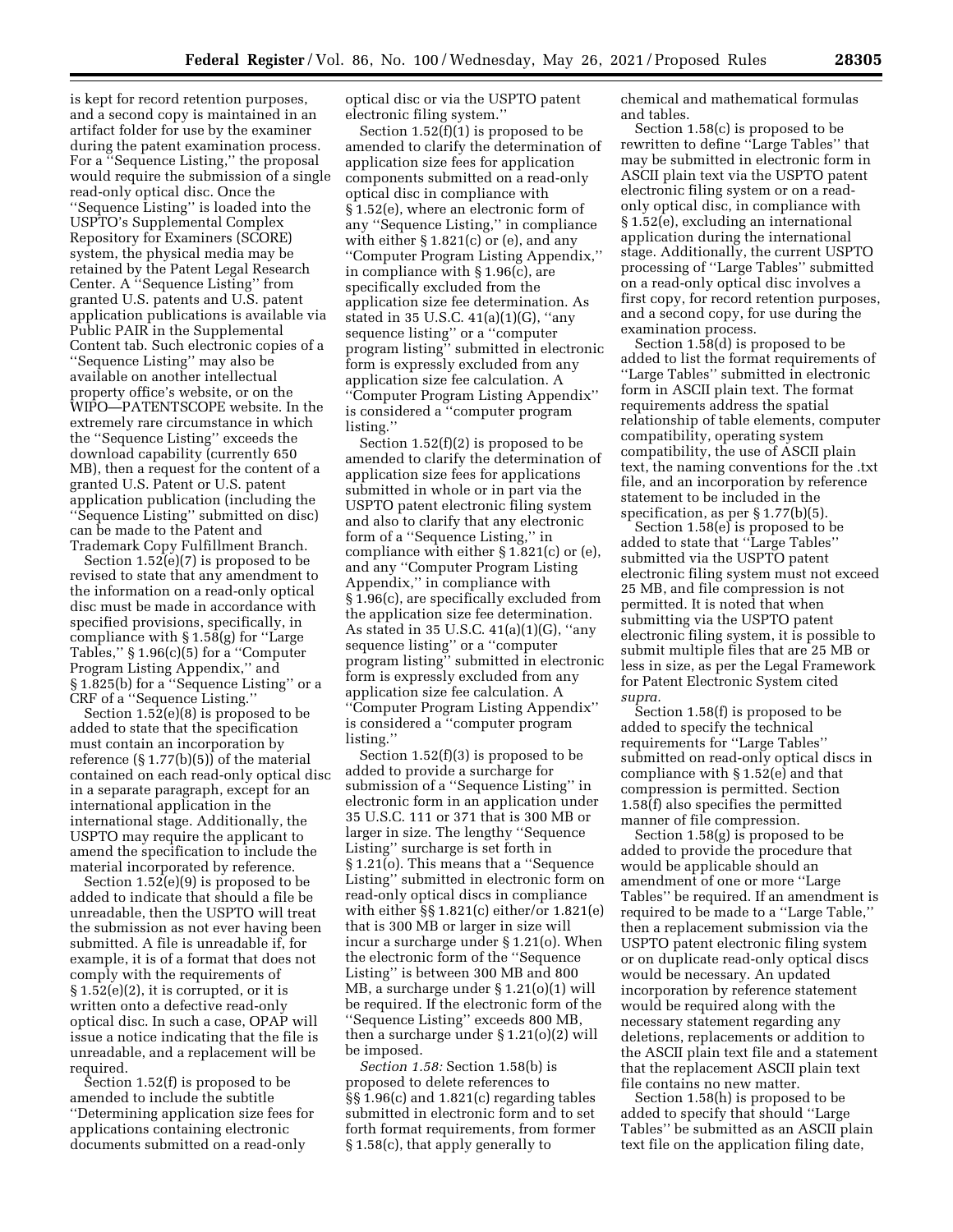is kept for record retention purposes, and a second copy is maintained in an artifact folder for use by the examiner during the patent examination process. For a ''Sequence Listing,'' the proposal would require the submission of a single read-only optical disc. Once the ''Sequence Listing'' is loaded into the USPTO's Supplemental Complex Repository for Examiners (SCORE) system, the physical media may be retained by the Patent Legal Research Center. A ''Sequence Listing'' from granted U.S. patents and U.S. patent application publications is available via Public PAIR in the Supplemental Content tab. Such electronic copies of a ''Sequence Listing'' may also be available on another intellectual property office's website, or on the WIPO—PATENTSCOPE website. In the extremely rare circumstance in which the ''Sequence Listing'' exceeds the download capability (currently 650 MB), then a request for the content of a granted U.S. Patent or U.S. patent application publication (including the ''Sequence Listing'' submitted on disc) can be made to the Patent and Trademark Copy Fulfillment Branch.

Section 1.52(e)(7) is proposed to be revised to state that any amendment to the information on a read-only optical disc must be made in accordance with specified provisions, specifically, in compliance with § 1.58(g) for ''Large Tables,'' § 1.96(c)(5) for a ''Computer Program Listing Appendix,'' and § 1.825(b) for a ''Sequence Listing'' or a CRF of a ''Sequence Listing.''

Section 1.52(e)(8) is proposed to be added to state that the specification must contain an incorporation by reference (§ 1.77(b)(5)) of the material contained on each read-only optical disc in a separate paragraph, except for an international application in the international stage. Additionally, the USPTO may require the applicant to amend the specification to include the material incorporated by reference.

Section 1.52(e)(9) is proposed to be added to indicate that should a file be unreadable, then the USPTO will treat the submission as not ever having been submitted. A file is unreadable if, for example, it is of a format that does not comply with the requirements of § 1.52(e)(2), it is corrupted, or it is written onto a defective read-only optical disc. In such a case, OPAP will issue a notice indicating that the file is unreadable, and a replacement will be required.

Section 1.52(f) is proposed to be amended to include the subtitle ''Determining application size fees for applications containing electronic documents submitted on a read-only optical disc or via the USPTO patent electronic filing system.''

Section 1.52(f)(1) is proposed to be amended to clarify the determination of application size fees for application components submitted on a read-only optical disc in compliance with § 1.52(e), where an electronic form of any ''Sequence Listing,'' in compliance with either § 1.821(c) or (e), and any ''Computer Program Listing Appendix,'' in compliance with § 1.96(c), are specifically excluded from the application size fee determination. As stated in 35 U.S.C. 41(a)(1)(G), ''any sequence listing'' or a ''computer program listing'' submitted in electronic form is expressly excluded from any application size fee calculation. A ''Computer Program Listing Appendix'' is considered a ''computer program listing.''

Section 1.52(f)(2) is proposed to be amended to clarify the determination of application size fees for applications submitted in whole or in part via the USPTO patent electronic filing system and also to clarify that any electronic form of a ''Sequence Listing,'' in compliance with either § 1.821(c) or (e), and any ''Computer Program Listing Appendix,'' in compliance with § 1.96(c), are specifically excluded from the application size fee determination. As stated in 35 U.S.C. 41(a)(1)(G), ''any sequence listing'' or a ''computer program listing'' submitted in electronic form is expressly excluded from any application size fee calculation. A ''Computer Program Listing Appendix'' is considered a ''computer program listing.''

Section 1.52(f)(3) is proposed to be added to provide a surcharge for submission of a ''Sequence Listing'' in electronic form in an application under 35 U.S.C. 111 or 371 that is 300 MB or larger in size. The lengthy ''Sequence Listing'' surcharge is set forth in § 1.21(o). This means that a ''Sequence Listing'' submitted in electronic form on read-only optical discs in compliance with either §§ 1.821(c) either/or 1.821(e) that is 300 MB or larger in size will incur a surcharge under § 1.21(o). When the electronic form of the ''Sequence Listing'' is between 300 MB and 800 MB, a surcharge under § 1.21(o)(1) will be required. If the electronic form of the ''Sequence Listing'' exceeds 800 MB, then a surcharge under § 1.21(o)(2) will be imposed.

*Section 1.58:* Section 1.58(b) is proposed to delete references to §§ 1.96(c) and 1.821(c) regarding tables submitted in electronic form and to set forth format requirements, from former § 1.58(c), that apply generally to chemical and mathematical formulas and tables.

Section 1.58(c) is proposed to be rewritten to define ''Large Tables'' that may be submitted in electronic form in ASCII plain text via the USPTO patent electronic filing system or on a read-only optical disc, in compliance with § 1.52(e), excluding an international application during the international stage. Additionally, the current USPTO processing of ''Large Tables'' submitted on a read-only optical disc involves a first copy, for record retention purposes, and a second copy, for use during the examination process.

Section 1.58(d) is proposed to be added to list the format requirements of ''Large Tables'' submitted in electronic form in ASCII plain text. The format requirements address the spatial relationship of table elements, computer compatibility, operating system compatibility, the use of ASCII plain text, the naming conventions for the .txt file, and an incorporation by reference statement to be included in the specification, as per § 1.77(b)(5).

Section 1.58(e) is proposed to be added to state that ''Large Tables'' submitted via the USPTO patent electronic filing system must not exceed 25 MB, and file compression is not permitted. It is noted that when submitting via the USPTO patent electronic filing system, it is possible to submit multiple files that are 25 MB or less in size, as per the Legal Framework for Patent Electronic System cited *supra.*

Section 1.58(f) is proposed to be added to specify the technical requirements for ''Large Tables'' submitted on read-only optical discs in compliance with § 1.52(e) and that compression is permitted. Section 1.58(f) also specifies the permitted manner of file compression.

Section 1.58(g) is proposed to be added to provide the procedure that would be applicable should an amendment of one or more ''Large Tables'' be required. If an amendment is required to be made to a ''Large Table,'' then a replacement submission via the USPTO patent electronic filing system or on duplicate read-only optical discs would be necessary. An updated incorporation by reference statement would be required along with the necessary statement regarding any deletions, replacements or addition to the ASCII plain text file and a statement that the replacement ASCII plain text file contains no new matter.

Section 1.58(h) is proposed to be added to specify that should ''Large Tables'' be submitted as an ASCII plain text file on the application filing date,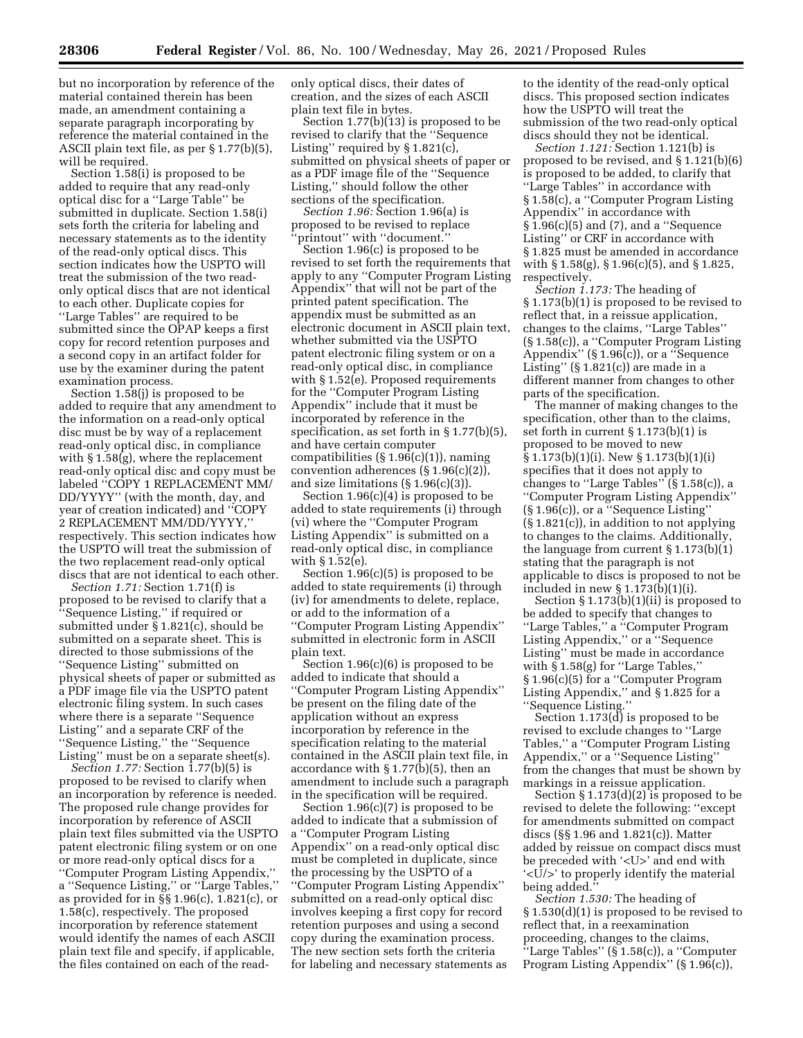but no incorporation by reference of the material contained therein has been made, an amendment containing a separate paragraph incorporating by reference the material contained in the ASCII plain text file, as per § 1.77(b)(5), will be required.

Section 1.58(i) is proposed to be added to require that any read-only optical disc for a ''Large Table'' be submitted in duplicate. Section 1.58(i) sets forth the criteria for labeling and necessary statements as to the identity of the read-only optical discs. This section indicates how the USPTO will treat the submission of the two read-only optical discs that are not identical to each other. Duplicate copies for ''Large Tables'' are required to be submitted since the OPAP keeps a first copy for record retention purposes and a second copy in an artifact folder for use by the examiner during the patent examination process.

Section 1.58(j) is proposed to be added to require that any amendment to the information on a read-only optical disc must be by way of a replacement read-only optical disc, in compliance with § 1.58(g), where the replacement read-only optical disc and copy must be labeled ''COPY 1 REPLACEMENT MM/DD/YYYY'' (with the month, day, and year of creation indicated) and ''COPY 2 REPLACEMENT MM/DD/YYYY,'' respectively. This section indicates how the USPTO will treat the submission of the two replacement read-only optical discs that are not identical to each other.

*Section 1.71:* Section 1.71(f) is proposed to be revised to clarify that a ''Sequence Listing,'' if required or submitted under § 1.821(c), should be submitted on a separate sheet. This is directed to those submissions of the ''Sequence Listing'' submitted on physical sheets of paper or submitted as a PDF image file via the USPTO patent electronic filing system. In such cases where there is a separate ''Sequence Listing'' and a separate CRF of the ''Sequence Listing,'' the ''Sequence Listing'' must be on a separate sheet(s).

*Section 1.77:* Section 1.77(b)(5) is proposed to be revised to clarify when an incorporation by reference is needed. The proposed rule change provides for incorporation by reference of ASCII plain text files submitted via the USPTO patent electronic filing system or on one or more read-only optical discs for a ''Computer Program Listing Appendix,'' a ''Sequence Listing,'' or ''Large Tables,'' as provided for in §§ 1.96(c), 1.821(c), or 1.58(c), respectively. The proposed incorporation by reference statement would identify the names of each ASCII plain text file and specify, if applicable, the files contained on each of the read-only optical discs, their dates of creation, and the sizes of each ASCII plain text file in bytes.

Section 1.77(b)(13) is proposed to be revised to clarify that the ''Sequence Listing'' required by § 1.821(c), submitted on physical sheets of paper or as a PDF image file of the ''Sequence Listing,'' should follow the other sections of the specification.

*Section 1.96:* Section 1.96(a) is proposed to be revised to replace ''printout'' with ''document.''

Section 1.96(c) is proposed to be revised to set forth the requirements that apply to any ''Computer Program Listing Appendix'' that will not be part of the printed patent specification. The appendix must be submitted as an electronic document in ASCII plain text, whether submitted via the USPTO patent electronic filing system or on a read-only optical disc, in compliance with § 1.52(e). Proposed requirements for the ''Computer Program Listing Appendix'' include that it must be incorporated by reference in the specification, as set forth in § 1.77(b)(5), and have certain computer compatibilities (§ 1.96(c)(1)), naming convention adherences (§ 1.96(c)(2)), and size limitations (§ 1.96(c)(3)).

Section 1.96(c)(4) is proposed to be added to state requirements (i) through (vi) where the ''Computer Program Listing Appendix'' is submitted on a read-only optical disc, in compliance with § 1.52(e).

Section 1.96(c)(5) is proposed to be added to state requirements (i) through (iv) for amendments to delete, replace, or add to the information of a ''Computer Program Listing Appendix'' submitted in electronic form in ASCII plain text.

Section 1.96(c)(6) is proposed to be added to indicate that should a ''Computer Program Listing Appendix'' be present on the filing date of the application without an express incorporation by reference in the specification relating to the material contained in the ASCII plain text file, in accordance with § 1.77(b)(5), then an amendment to include such a paragraph in the specification will be required.

Section 1.96(c)(7) is proposed to be added to indicate that a submission of a ''Computer Program Listing Appendix'' on a read-only optical disc must be completed in duplicate, since the processing by the USPTO of a ''Computer Program Listing Appendix'' submitted on a read-only optical disc involves keeping a first copy for record retention purposes and using a second copy during the examination process. The new section sets forth the criteria for labeling and necessary statements as to the identity of the read-only optical discs. This proposed section indicates how the USPTO will treat the submission of the two read-only optical discs should they not be identical.

*Section 1.121:* Section 1.121(b) is proposed to be revised, and § 1.121(b)(6) is proposed to be added, to clarify that ''Large Tables'' in accordance with § 1.58(c), a ''Computer Program Listing Appendix'' in accordance with § 1.96(c)(5) and (7), and a ''Sequence Listing'' or CRF in accordance with § 1.825 must be amended in accordance with § 1.58(g), § 1.96(c)(5), and § 1.825, respectively.

*Section 1.173:* The heading of § 1.173(b)(1) is proposed to be revised to reflect that, in a reissue application, changes to the claims, ''Large Tables'' (§ 1.58(c)), a ''Computer Program Listing Appendix'' (§ 1.96(c)), or a ''Sequence Listing'' (§ 1.821(c)) are made in a different manner from changes to other parts of the specification.

The manner of making changes to the specification, other than to the claims, set forth in current § 1.173(b)(1) is proposed to be moved to new § 1.173(b)(1)(i). New § 1.173(b)(1)(i) specifies that it does not apply to changes to ''Large Tables'' (§ 1.58(c)), a ''Computer Program Listing Appendix'' (§ 1.96(c)), or a ''Sequence Listing'' (§ 1.821(c)), in addition to not applying to changes to the claims. Additionally, the language from current § 1.173(b)(1) stating that the paragraph is not applicable to discs is proposed to not be included in new § 1.173(b)(1)(i).

Section § 1.173(b)(1)(ii) is proposed to be added to specify that changes to ''Large Tables,'' a ''Computer Program Listing Appendix,'' or a ''Sequence Listing'' must be made in accordance with § 1.58(g) for ''Large Tables,'' § 1.96(c)(5) for a ''Computer Program Listing Appendix,'' and § 1.825 for a ''Sequence Listing.''

Section 1.173(d) is proposed to be revised to exclude changes to ''Large Tables,'' a ''Computer Program Listing Appendix,'' or a ''Sequence Listing'' from the changes that must be shown by markings in a reissue application.

Section § 1.173(d)(2) is proposed to be revised to delete the following: ''except for amendments submitted on compact discs (§§ 1.96 and 1.821(c)). Matter added by reissue on compact discs must be preceded with '<U>' and end with '<U/>' to properly identify the material being added.''

*Section 1.530:* The heading of § 1.530(d)(1) is proposed to be revised to reflect that, in a reexamination proceeding, changes to the claims, ''Large Tables'' (§ 1.58(c)), a ''Computer Program Listing Appendix'' (§ 1.96(c)),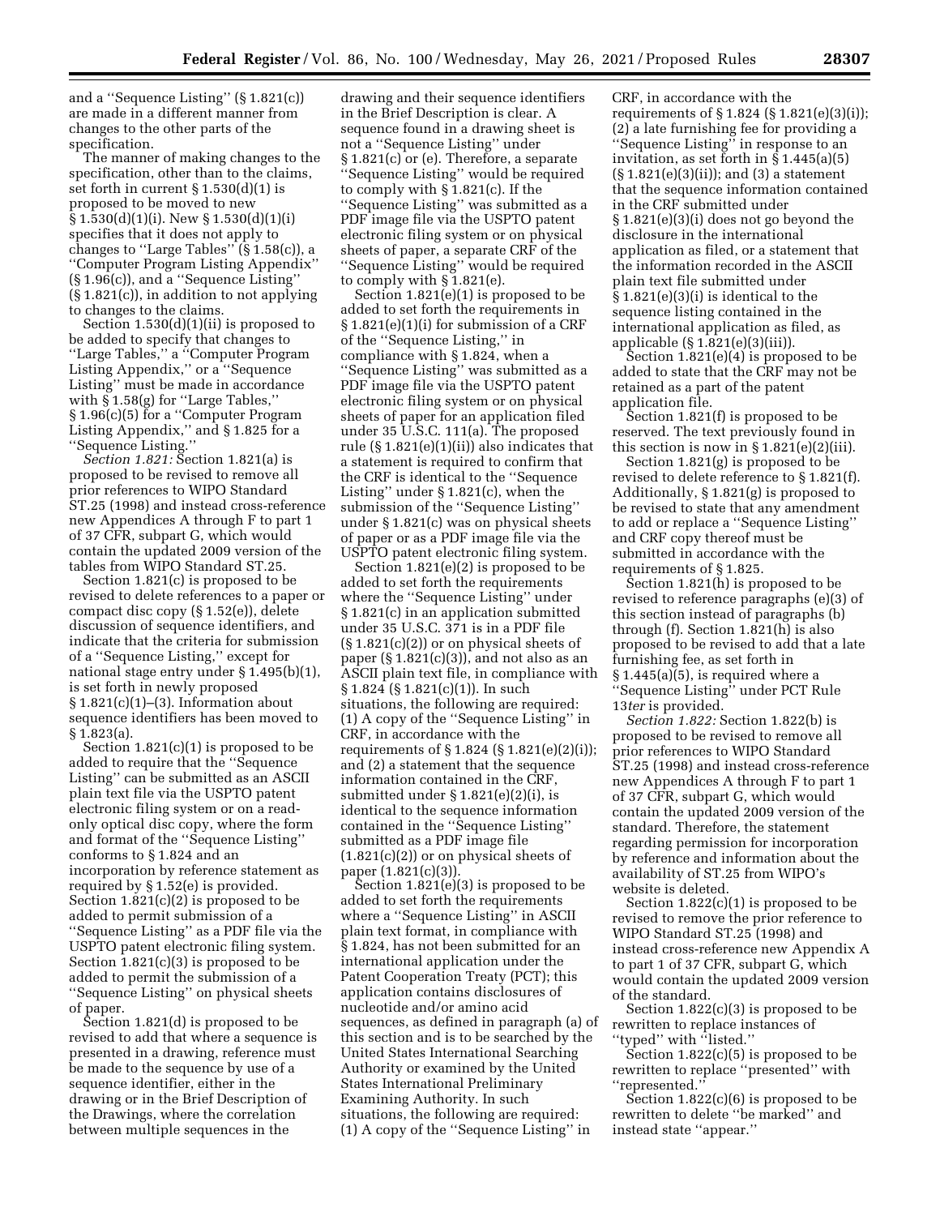and a ''Sequence Listing'' (§ 1.821(c)) are made in a different manner from changes to the other parts of the specification.

The manner of making changes to the specification, other than to the claims, set forth in current § 1.530(d)(1) is proposed to be moved to new § 1.530(d)(1)(i). New § 1.530(d)(1)(i) specifies that it does not apply to changes to ''Large Tables'' (§ 1.58(c)), a ''Computer Program Listing Appendix'' (§ 1.96(c)), and a ''Sequence Listing'' (§ 1.821(c)), in addition to not applying to changes to the claims.

Section 1.530(d)(1)(ii) is proposed to be added to specify that changes to ''Large Tables,'' a ''Computer Program Listing Appendix,'' or a ''Sequence Listing'' must be made in accordance with § 1.58(g) for ''Large Tables,'' § 1.96(c)(5) for a ''Computer Program Listing Appendix,'' and § 1.825 for a ''Sequence Listing.''

*Section 1.821:* Section 1.821(a) is proposed to be revised to remove all prior references to WIPO Standard ST.25 (1998) and instead cross-reference new Appendices A through F to part 1 of 37 CFR, subpart G, which would contain the updated 2009 version of the tables from WIPO Standard ST.25.

Section 1.821(c) is proposed to be revised to delete references to a paper or compact disc copy (§ 1.52(e)), delete discussion of sequence identifiers, and indicate that the criteria for submission of a ''Sequence Listing,'' except for national stage entry under § 1.495(b)(1), is set forth in newly proposed § 1.821(c)(1)–(3). Information about sequence identifiers has been moved to § 1.823(a).

Section 1.821(c)(1) is proposed to be added to require that the ''Sequence Listing'' can be submitted as an ASCII plain text file via the USPTO patent electronic filing system or on a read-only optical disc copy, where the form and format of the ''Sequence Listing'' conforms to § 1.824 and an incorporation by reference statement as required by § 1.52(e) is provided. Section 1.821(c)(2) is proposed to be added to permit submission of a ''Sequence Listing'' as a PDF file via the USPTO patent electronic filing system. Section 1.821(c)(3) is proposed to be added to permit the submission of a ''Sequence Listing'' on physical sheets of paper.

Section 1.821(d) is proposed to be revised to add that where a sequence is presented in a drawing, reference must be made to the sequence by use of a sequence identifier, either in the drawing or in the Brief Description of the Drawings, where the correlation between multiple sequences in the drawing and their sequence identifiers in the Brief Description is clear. A sequence found in a drawing sheet is not a ''Sequence Listing'' under § 1.821(c) or (e). Therefore, a separate ''Sequence Listing'' would be required to comply with § 1.821(c). If the ''Sequence Listing'' was submitted as a PDF image file via the USPTO patent electronic filing system or on physical sheets of paper, a separate CRF of the ''Sequence Listing'' would be required to comply with § 1.821(e).

Section 1.821(e)(1) is proposed to be added to set forth the requirements in § 1.821(e)(1)(i) for submission of a CRF of the ''Sequence Listing,'' in compliance with § 1.824, when a ''Sequence Listing'' was submitted as a PDF image file via the USPTO patent electronic filing system or on physical sheets of paper for an application filed under 35 U.S.C. 111(a). The proposed rule (§ 1.821(e)(1)(ii)) also indicates that a statement is required to confirm that the CRF is identical to the ''Sequence Listing'' under § 1.821(c), when the submission of the ''Sequence Listing'' under § 1.821(c) was on physical sheets of paper or as a PDF image file via the USPTO patent electronic filing system.

Section 1.821(e)(2) is proposed to be added to set forth the requirements where the ''Sequence Listing'' under § 1.821(c) in an application submitted under 35 U.S.C. 371 is in a PDF file (§ 1.821(c)(2)) or on physical sheets of paper (§ 1.821(c)(3)), and not also as an ASCII plain text file, in compliance with § 1.824 (§ 1.821(c)(1)). In such situations, the following are required: (1) A copy of the ''Sequence Listing'' in CRF, in accordance with the requirements of § 1.824 (§ 1.821(e)(2)(i)); and (2) a statement that the sequence information contained in the CRF, submitted under § 1.821(e)(2)(i), is identical to the sequence information contained in the ''Sequence Listing'' submitted as a PDF image file (1.821(c)(2)) or on physical sheets of paper (1.821(c)(3)).

Section 1.821(e)(3) is proposed to be added to set forth the requirements where a ''Sequence Listing'' in ASCII plain text format, in compliance with § 1.824, has not been submitted for an international application under the Patent Cooperation Treaty (PCT); this application contains disclosures of nucleotide and/or amino acid sequences, as defined in paragraph (a) of this section and is to be searched by the United States International Searching Authority or examined by the United States International Preliminary Examining Authority. In such situations, the following are required: (1) A copy of the ''Sequence Listing'' in CRF, in accordance with the requirements of § 1.824 (§ 1.821(e)(3)(i)); (2) a late furnishing fee for providing a ''Sequence Listing'' in response to an invitation, as set forth in § 1.445(a)(5) (§ 1.821(e)(3)(ii)); and (3) a statement that the sequence information contained in the CRF submitted under § 1.821(e)(3)(i) does not go beyond the disclosure in the international application as filed, or a statement that the information recorded in the ASCII plain text file submitted under § 1.821(e)(3)(i) is identical to the sequence listing contained in the international application as filed, as applicable (§ 1.821(e)(3)(iii)).

Section 1.821(e)(4) is proposed to be added to state that the CRF may not be retained as a part of the patent application file.

Section 1.821(f) is proposed to be reserved. The text previously found in this section is now in § 1.821(e)(2)(iii).

Section 1.821(g) is proposed to be revised to delete reference to § 1.821(f). Additionally, § 1.821(g) is proposed to be revised to state that any amendment to add or replace a ''Sequence Listing'' and CRF copy thereof must be submitted in accordance with the requirements of § 1.825.

Section 1.821(h) is proposed to be revised to reference paragraphs (e)(3) of this section instead of paragraphs (b) through (f). Section 1.821(h) is also proposed to be revised to add that a late furnishing fee, as set forth in § 1.445(a)(5), is required where a ''Sequence Listing'' under PCT Rule 13*ter* is provided.

*Section 1.822:* Section 1.822(b) is proposed to be revised to remove all prior references to WIPO Standard ST.25 (1998) and instead cross-reference new Appendices A through F to part 1 of 37 CFR, subpart G, which would contain the updated 2009 version of the standard. Therefore, the statement regarding permission for incorporation by reference and information about the availability of ST.25 from WIPO's website is deleted.

Section 1.822(c)(1) is proposed to be revised to remove the prior reference to WIPO Standard ST.25 (1998) and instead cross-reference new Appendix A to part 1 of 37 CFR, subpart G, which would contain the updated 2009 version of the standard.

Section 1.822(c)(3) is proposed to be rewritten to replace instances of ''typed'' with ''listed.''

Section 1.822(c)(5) is proposed to be rewritten to replace ''presented'' with ''represented.''

Section 1.822(c)(6) is proposed to be rewritten to delete ''be marked'' and instead state ''appear.''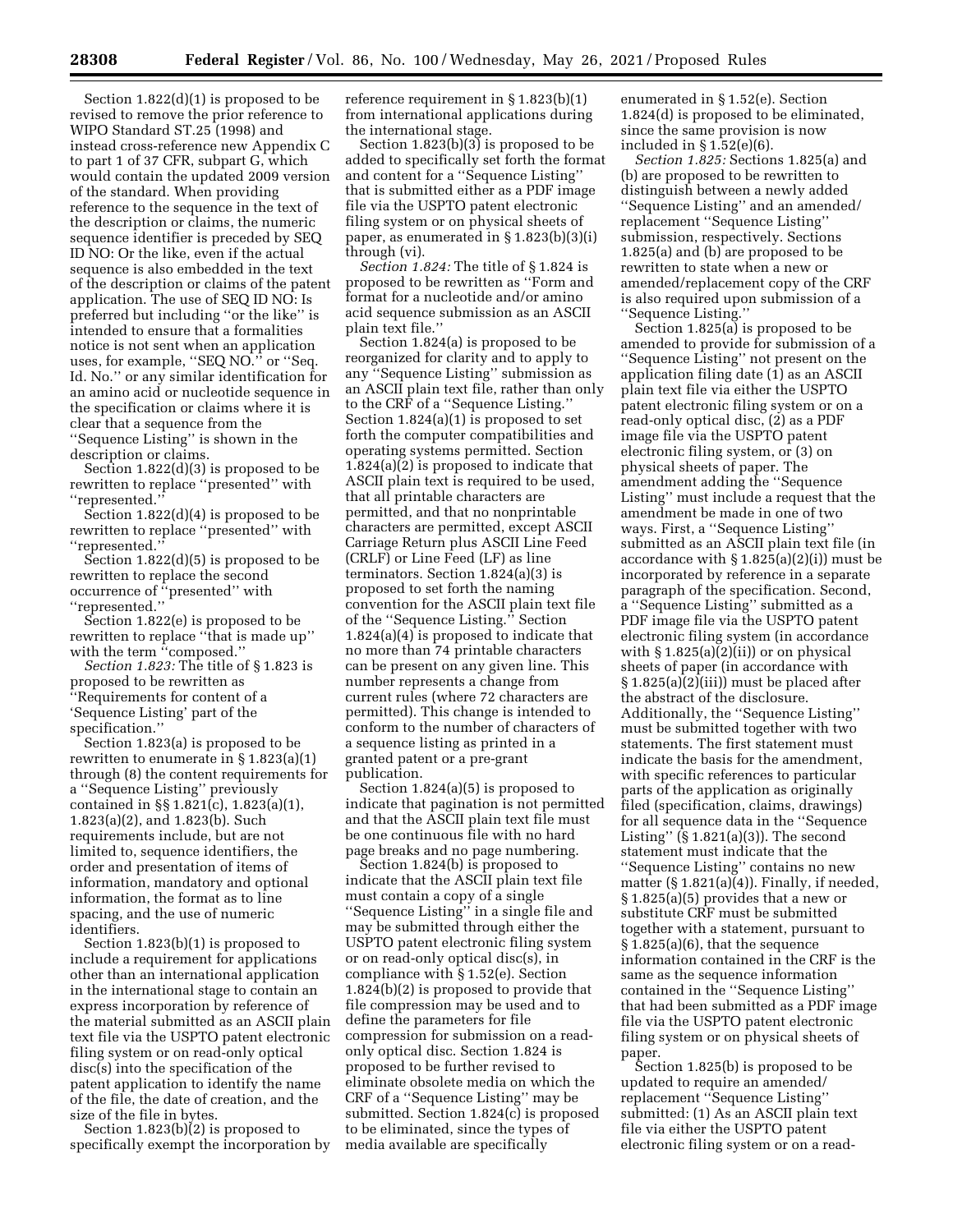Section 1.822(d)(1) is proposed to be revised to remove the prior reference to WIPO Standard ST.25 (1998) and instead cross-reference new Appendix C to part 1 of 37 CFR, subpart G, which would contain the updated 2009 version of the standard. When providing reference to the sequence in the text of the description or claims, the numeric sequence identifier is preceded by SEQ ID NO: Or the like, even if the actual sequence is also embedded in the text of the description or claims of the patent application. The use of SEQ ID NO: Is preferred but including ''or the like'' is intended to ensure that a formalities notice is not sent when an application uses, for example, ''SEQ NO.'' or ''Seq. Id. No.'' or any similar identification for an amino acid or nucleotide sequence in the specification or claims where it is clear that a sequence from the ''Sequence Listing'' is shown in the description or claims.

Section 1.822(d)(3) is proposed to be rewritten to replace ''presented'' with ''represented.''

Section 1.822(d)(4) is proposed to be rewritten to replace ''presented'' with ''represented.''

Section 1.822(d)(5) is proposed to be rewritten to replace the second occurrence of ''presented'' with ''represented.''

Section 1.822(e) is proposed to be rewritten to replace ''that is made up'' with the term ''composed.''

*Section 1.823:* The title of § 1.823 is proposed to be rewritten as ''Requirements for content of a 'Sequence Listing' part of the specification.''

Section 1.823(a) is proposed to be rewritten to enumerate in § 1.823(a)(1) through (8) the content requirements for a ''Sequence Listing'' previously contained in §§ 1.821(c), 1.823(a)(1), 1.823(a)(2), and 1.823(b). Such requirements include, but are not limited to, sequence identifiers, the order and presentation of items of information, mandatory and optional information, the format as to line spacing, and the use of numeric identifiers.

Section 1.823(b)(1) is proposed to include a requirement for applications other than an international application in the international stage to contain an express incorporation by reference of the material submitted as an ASCII plain text file via the USPTO patent electronic filing system or on read-only optical disc(s) into the specification of the patent application to identify the name of the file, the date of creation, and the size of the file in bytes.

Section 1.823(b)(2) is proposed to specifically exempt the incorporation by reference requirement in § 1.823(b)(1) from international applications during the international stage.

Section 1.823(b)(3) is proposed to be added to specifically set forth the format and content for a ''Sequence Listing'' that is submitted either as a PDF image file via the USPTO patent electronic filing system or on physical sheets of paper, as enumerated in § 1.823(b)(3)(i) through (vi).

*Section 1.824:* The title of § 1.824 is proposed to be rewritten as ''Form and format for a nucleotide and/or amino acid sequence submission as an ASCII plain text file.''

Section 1.824(a) is proposed to be reorganized for clarity and to apply to any ''Sequence Listing'' submission as an ASCII plain text file, rather than only to the CRF of a ''Sequence Listing.'' Section 1.824(a)(1) is proposed to set forth the computer compatibilities and operating systems permitted. Section 1.824(a)(2) is proposed to indicate that ASCII plain text is required to be used, that all printable characters are permitted, and that no nonprintable characters are permitted, except ASCII Carriage Return plus ASCII Line Feed (CRLF) or Line Feed (LF) as line terminators. Section 1.824(a)(3) is proposed to set forth the naming convention for the ASCII plain text file of the ''Sequence Listing.'' Section 1.824(a)(4) is proposed to indicate that no more than 74 printable characters can be present on any given line. This number represents a change from current rules (where 72 characters are permitted). This change is intended to conform to the number of characters of a sequence listing as printed in a granted patent or a pre-grant publication.

Section 1.824(a)(5) is proposed to indicate that pagination is not permitted and that the ASCII plain text file must be one continuous file with no hard page breaks and no page numbering.

Section 1.824(b) is proposed to indicate that the ASCII plain text file must contain a copy of a single ''Sequence Listing'' in a single file and may be submitted through either the USPTO patent electronic filing system or on read-only optical disc(s), in compliance with § 1.52(e). Section 1.824(b)(2) is proposed to provide that file compression may be used and to define the parameters for file compression for submission on a read-only optical disc. Section 1.824 is proposed to be further revised to eliminate obsolete media on which the CRF of a ''Sequence Listing'' may be submitted. Section 1.824(c) is proposed to be eliminated, since the types of media available are specifically enumerated in § 1.52(e). Section 1.824(d) is proposed to be eliminated, since the same provision is now included in § 1.52(e)(6).

*Section 1.825:* Sections 1.825(a) and (b) are proposed to be rewritten to distinguish between a newly added ''Sequence Listing'' and an amended/replacement ''Sequence Listing'' submission, respectively. Sections 1.825(a) and (b) are proposed to be rewritten to state when a new or amended/replacement copy of the CRF is also required upon submission of a ''Sequence Listing.''

Section 1.825(a) is proposed to be amended to provide for submission of a ''Sequence Listing'' not present on the application filing date (1) as an ASCII plain text file via either the USPTO patent electronic filing system or on a read-only optical disc, (2) as a PDF image file via the USPTO patent electronic filing system, or (3) on physical sheets of paper. The amendment adding the ''Sequence Listing'' must include a request that the amendment be made in one of two ways. First, a ''Sequence Listing'' submitted as an ASCII plain text file (in accordance with § 1.825(a)(2)(i)) must be incorporated by reference in a separate paragraph of the specification. Second, a ''Sequence Listing'' submitted as a PDF image file via the USPTO patent electronic filing system (in accordance with § 1.825(a)(2)(ii)) or on physical sheets of paper (in accordance with § 1.825(a)(2)(iii)) must be placed after the abstract of the disclosure. Additionally, the ''Sequence Listing'' must be submitted together with two statements. The first statement must indicate the basis for the amendment, with specific references to particular parts of the application as originally filed (specification, claims, drawings) for all sequence data in the ''Sequence Listing'' (§ 1.821(a)(3)). The second statement must indicate that the ''Sequence Listing'' contains no new matter (§ 1.821(a)(4)). Finally, if needed, § 1.825(a)(5) provides that a new or substitute CRF must be submitted together with a statement, pursuant to § 1.825(a)(6), that the sequence information contained in the CRF is the same as the sequence information contained in the ''Sequence Listing'' that had been submitted as a PDF image file via the USPTO patent electronic filing system or on physical sheets of paper.

Section 1.825(b) is proposed to be updated to require an amended/replacement ''Sequence Listing'' submitted: (1) As an ASCII plain text file via either the USPTO patent electronic filing system or on a read-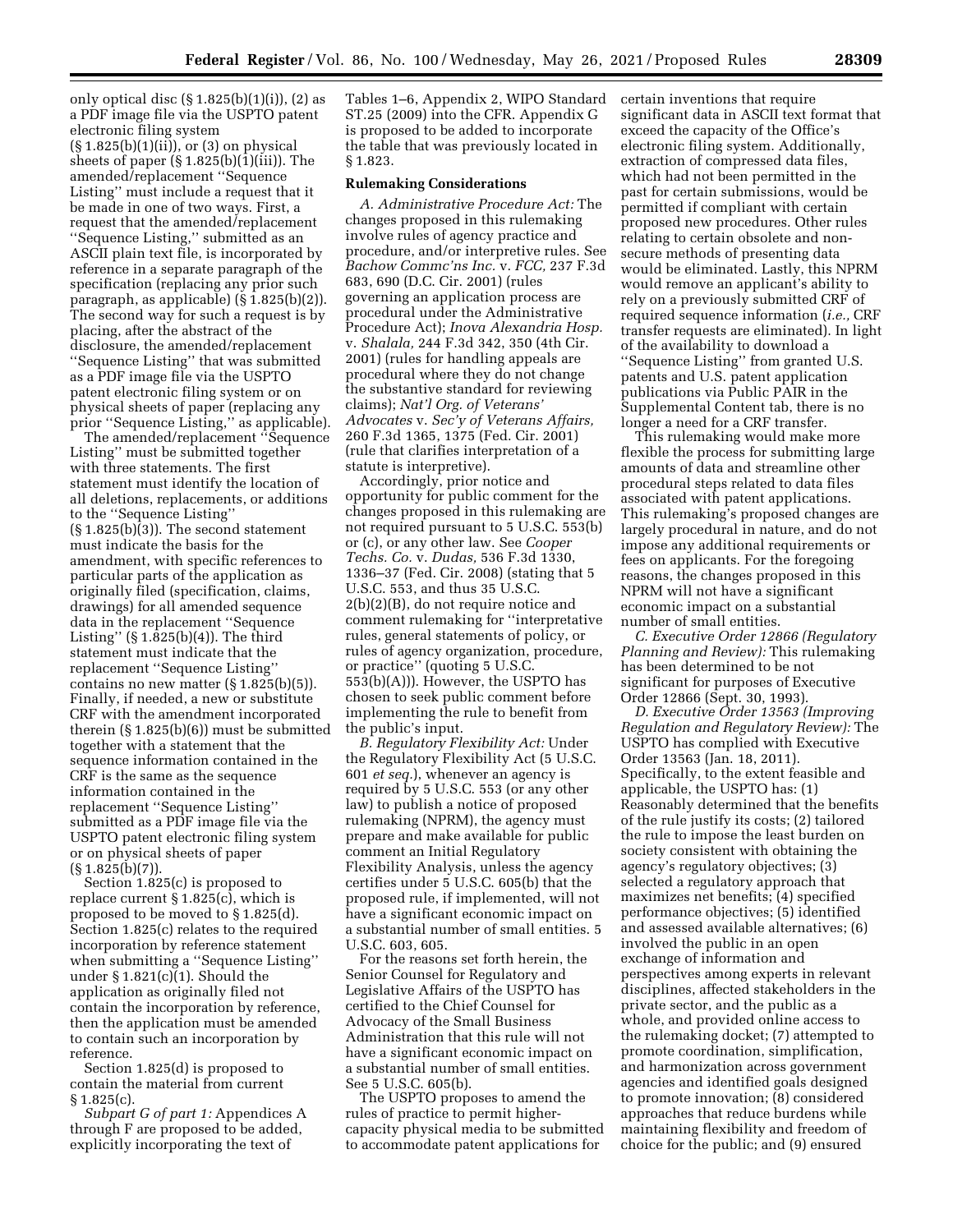only optical disc (§ 1.825(b)(1)(i)), (2) as a PDF image file via the USPTO patent electronic filing system (§ 1.825(b)(1)(ii)), or (3) on physical sheets of paper (§ 1.825(b)(1)(iii)). The amended/replacement ''Sequence Listing'' must include a request that it be made in one of two ways. First, a request that the amended/replacement ''Sequence Listing,'' submitted as an ASCII plain text file, is incorporated by reference in a separate paragraph of the specification (replacing any prior such paragraph, as applicable) (§ 1.825(b)(2)). The second way for such a request is by placing, after the abstract of the disclosure, the amended/replacement ''Sequence Listing'' that was submitted as a PDF image file via the USPTO patent electronic filing system or on physical sheets of paper (replacing any prior ''Sequence Listing,'' as applicable).

The amended/replacement ''Sequence Listing'' must be submitted together with three statements. The first statement must identify the location of all deletions, replacements, or additions to the ''Sequence Listing'' (§ 1.825(b)(3)). The second statement must indicate the basis for the amendment, with specific references to particular parts of the application as originally filed (specification, claims, drawings) for all amended sequence data in the replacement ''Sequence Listing'' (§ 1.825(b)(4)). The third statement must indicate that the replacement ''Sequence Listing'' contains no new matter (§ 1.825(b)(5)). Finally, if needed, a new or substitute CRF with the amendment incorporated therein (§ 1.825(b)(6)) must be submitted together with a statement that the sequence information contained in the CRF is the same as the sequence information contained in the replacement ''Sequence Listing'' submitted as a PDF image file via the USPTO patent electronic filing system or on physical sheets of paper (§ 1.825(b)(7)).

Section 1.825(c) is proposed to replace current § 1.825(c), which is proposed to be moved to § 1.825(d). Section 1.825(c) relates to the required incorporation by reference statement when submitting a ''Sequence Listing'' under § 1.821(c)(1). Should the application as originally filed not contain the incorporation by reference, then the application must be amended to contain such an incorporation by reference.

Section 1.825(d) is proposed to contain the material from current § 1.825(c).

*Subpart G of part 1:* Appendices A through F are proposed to be added, explicitly incorporating the text of Tables 1–6, Appendix 2, WIPO Standard ST.25 (2009) into the CFR. Appendix G is proposed to be added to incorporate the table that was previously located in § 1.823.

## Rulemaking Considerations

*A. Administrative Procedure Act:* The changes proposed in this rulemaking involve rules of agency practice and procedure, and/or interpretive rules. See *Bachow Commc'ns Inc.* v. *FCC,* 237 F.3d 683, 690 (D.C. Cir. 2001) (rules governing an application process are procedural under the Administrative Procedure Act); *Inova Alexandria Hosp.* v. *Shalala,* 244 F.3d 342, 350 (4th Cir. 2001) (rules for handling appeals are procedural where they do not change the substantive standard for reviewing claims); *Nat'l Org. of Veterans' Advocates* v. *Sec'y of Veterans Affairs,* 260 F.3d 1365, 1375 (Fed. Cir. 2001) (rule that clarifies interpretation of a statute is interpretive).

Accordingly, prior notice and opportunity for public comment for the changes proposed in this rulemaking are not required pursuant to 5 U.S.C. 553(b) or (c), or any other law. See *Cooper Techs. Co.* v. *Dudas,* 536 F.3d 1330, 1336–37 (Fed. Cir. 2008) (stating that 5 U.S.C. 553, and thus 35 U.S.C. 2(b)(2)(B), do not require notice and comment rulemaking for ''interpretative rules, general statements of policy, or rules of agency organization, procedure, or practice'' (quoting 5 U.S.C. 553(b)(A))). However, the USPTO has chosen to seek public comment before implementing the rule to benefit from the public's input.

*B. Regulatory Flexibility Act:* Under the Regulatory Flexibility Act (5 U.S.C. 601 *et seq.*), whenever an agency is required by 5 U.S.C. 553 (or any other law) to publish a notice of proposed rulemaking (NPRM), the agency must prepare and make available for public comment an Initial Regulatory Flexibility Analysis, unless the agency certifies under 5 U.S.C. 605(b) that the proposed rule, if implemented, will not have a significant economic impact on a substantial number of small entities. 5 U.S.C. 603, 605.

For the reasons set forth herein, the Senior Counsel for Regulatory and Legislative Affairs of the USPTO has certified to the Chief Counsel for Advocacy of the Small Business Administration that this rule will not have a significant economic impact on a substantial number of small entities. See 5 U.S.C. 605(b).

The USPTO proposes to amend the rules of practice to permit higher-capacity physical media to be submitted to accommodate patent applications for certain inventions that require significant data in ASCII text format that exceed the capacity of the Office's electronic filing system. Additionally, extraction of compressed data files, which had not been permitted in the past for certain submissions, would be permitted if compliant with certain proposed new procedures. Other rules relating to certain obsolete and non-secure methods of presenting data would be eliminated. Lastly, this NPRM would remove an applicant's ability to rely on a previously submitted CRF of required sequence information (*i.e.,* CRF transfer requests are eliminated). In light of the availability to download a ''Sequence Listing'' from granted U.S. patents and U.S. patent application publications via Public PAIR in the Supplemental Content tab, there is no longer a need for a CRF transfer.

This rulemaking would make more flexible the process for submitting large amounts of data and streamline other procedural steps related to data files associated with patent applications. This rulemaking's proposed changes are largely procedural in nature, and do not impose any additional requirements or fees on applicants. For the foregoing reasons, the changes proposed in this NPRM will not have a significant economic impact on a substantial number of small entities.

*C. Executive Order 12866 (Regulatory Planning and Review):* This rulemaking has been determined to be not significant for purposes of Executive Order 12866 (Sept. 30, 1993).

*D. Executive Order 13563 (Improving Regulation and Regulatory Review):* The USPTO has complied with Executive Order 13563 (Jan. 18, 2011). Specifically, to the extent feasible and applicable, the USPTO has: (1) Reasonably determined that the benefits of the rule justify its costs; (2) tailored the rule to impose the least burden on society consistent with obtaining the agency's regulatory objectives; (3) selected a regulatory approach that maximizes net benefits; (4) specified performance objectives; (5) identified and assessed available alternatives; (6) involved the public in an open exchange of information and perspectives among experts in relevant disciplines, affected stakeholders in the private sector, and the public as a whole, and provided online access to the rulemaking docket; (7) attempted to promote coordination, simplification, and harmonization across government agencies and identified goals designed to promote innovation; (8) considered approaches that reduce burdens while maintaining flexibility and freedom of choice for the public; and (9) ensured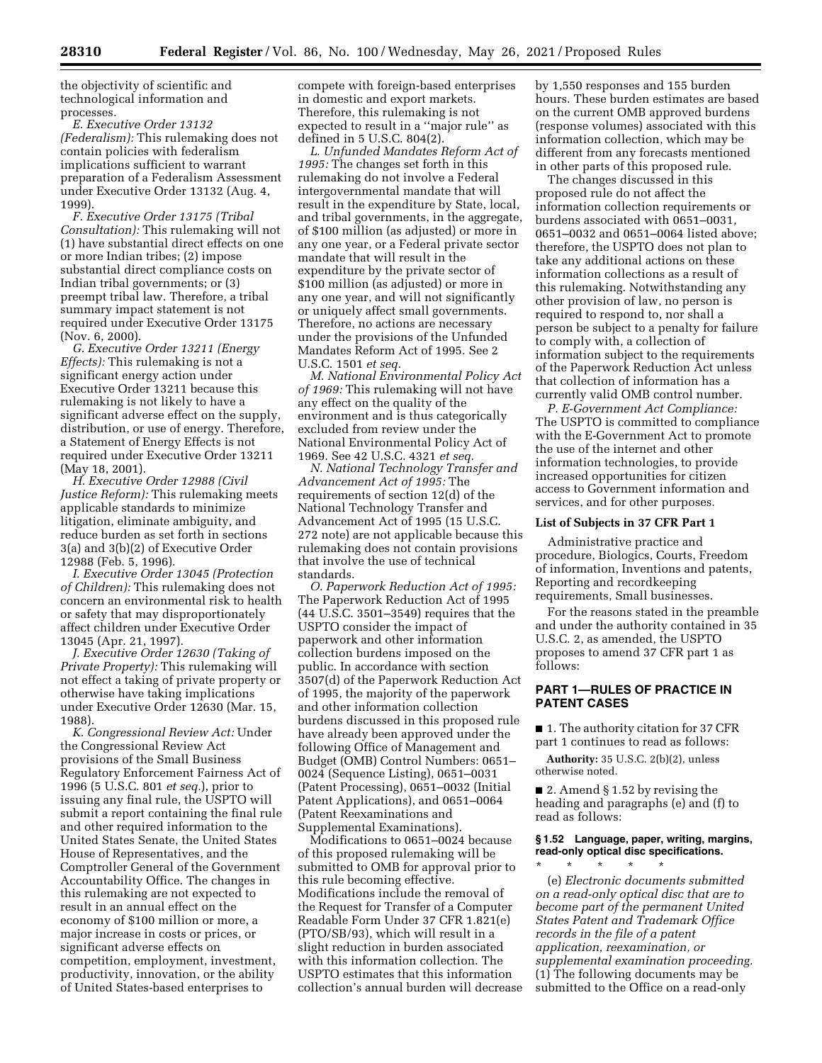the objectivity of scientific and technological information and processes.

*E. Executive Order 13132 (Federalism):* This rulemaking does not contain policies with federalism implications sufficient to warrant preparation of a Federalism Assessment under Executive Order 13132 (Aug. 4, 1999).

*F. Executive Order 13175 (Tribal Consultation):* This rulemaking will not (1) have substantial direct effects on one or more Indian tribes; (2) impose substantial direct compliance costs on Indian tribal governments; or (3) preempt tribal law. Therefore, a tribal summary impact statement is not required under Executive Order 13175 (Nov. 6, 2000).

*G. Executive Order 13211 (Energy Effects):* This rulemaking is not a significant energy action under Executive Order 13211 because this rulemaking is not likely to have a significant adverse effect on the supply, distribution, or use of energy. Therefore, a Statement of Energy Effects is not required under Executive Order 13211 (May 18, 2001).

*H. Executive Order 12988 (Civil Justice Reform):* This rulemaking meets applicable standards to minimize litigation, eliminate ambiguity, and reduce burden as set forth in sections 3(a) and 3(b)(2) of Executive Order 12988 (Feb. 5, 1996).

*I. Executive Order 13045 (Protection of Children):* This rulemaking does not concern an environmental risk to health or safety that may disproportionately affect children under Executive Order 13045 (Apr. 21, 1997).

*J. Executive Order 12630 (Taking of Private Property):* This rulemaking will not effect a taking of private property or otherwise have taking implications under Executive Order 12630 (Mar. 15, 1988).

*K. Congressional Review Act:* Under the Congressional Review Act provisions of the Small Business Regulatory Enforcement Fairness Act of 1996 (5 U.S.C. 801 *et seq.*), prior to issuing any final rule, the USPTO will submit a report containing the final rule and other required information to the United States Senate, the United States House of Representatives, and the Comptroller General of the Government Accountability Office. The changes in this rulemaking are not expected to result in an annual effect on the economy of $100 million or more, a major increase in costs or prices, or significant adverse effects on competition, employment, investment, productivity, innovation, or the ability of United States-based enterprises to compete with foreign-based enterprises in domestic and export markets. Therefore, this rulemaking is not expected to result in a ''major rule'' as defined in 5 U.S.C. 804(2).

*L. Unfunded Mandates Reform Act of 1995:* The changes set forth in this rulemaking do not involve a Federal intergovernmental mandate that will result in the expenditure by State, local, and tribal governments, in the aggregate, of $100 million (as adjusted) or more in any one year, or a Federal private sector mandate that will result in the expenditure by the private sector of $100 million (as adjusted) or more in any one year, and will not significantly or uniquely affect small governments. Therefore, no actions are necessary under the provisions of the Unfunded Mandates Reform Act of 1995. See 2 U.S.C. 1501 *et seq.*

*M. National Environmental Policy Act of 1969:* This rulemaking will not have any effect on the quality of the environment and is thus categorically excluded from review under the National Environmental Policy Act of 1969. See 42 U.S.C. 4321 *et seq.*

*N. National Technology Transfer and Advancement Act of 1995:* The requirements of section 12(d) of the National Technology Transfer and Advancement Act of 1995 (15 U.S.C. 272 note) are not applicable because this rulemaking does not contain provisions that involve the use of technical standards.

*O. Paperwork Reduction Act of 1995:* The Paperwork Reduction Act of 1995 (44 U.S.C. 3501–3549) requires that the USPTO consider the impact of paperwork and other information collection burdens imposed on the public. In accordance with section 3507(d) of the Paperwork Reduction Act of 1995, the majority of the paperwork and other information collection burdens discussed in this proposed rule have already been approved under the following Office of Management and Budget (OMB) Control Numbers: 0651–0024 (Sequence Listing), 0651–0031 (Patent Processing), 0651–0032 (Initial Patent Applications), and 0651–0064 (Patent Reexaminations and Supplemental Examinations).

Modifications to 0651–0024 because of this proposed rulemaking will be submitted to OMB for approval prior to this rule becoming effective. Modifications include the removal of the Request for Transfer of a Computer Readable Form Under 37 CFR 1.821(e) (PTO/SB/93), which will result in a slight reduction in burden associated with this information collection. The USPTO estimates that this information collection's annual burden will decrease by 1,550 responses and 155 burden hours. These burden estimates are based on the current OMB approved burdens (response volumes) associated with this information collection, which may be different from any forecasts mentioned in other parts of this proposed rule.

The changes discussed in this proposed rule do not affect the information collection requirements or burdens associated with 0651–0031, 0651–0032 and 0651–0064 listed above; therefore, the USPTO does not plan to take any additional actions on these information collections as a result of this rulemaking. Notwithstanding any other provision of law, no person is required to respond to, nor shall a person be subject to a penalty for failure to comply with, a collection of information subject to the requirements of the Paperwork Reduction Act unless that collection of information has a currently valid OMB control number.

*P. E-Government Act Compliance:* The USPTO is committed to compliance with the E-Government Act to promote the use of the internet and other information technologies, to provide increased opportunities for citizen access to Government information and services, and for other purposes.

### List of Subjects in 37 CFR Part 1

Administrative practice and procedure, Biologics, Courts, Freedom of information, Inventions and patents, Reporting and recordkeeping requirements, Small businesses.

For the reasons stated in the preamble and under the authority contained in 35 U.S.C. 2, as amended, the USPTO proposes to amend 37 CFR part 1 as follows:

## PART 1—RULES OF PRACTICE IN PATENT CASES

■ 1. The authority citation for 37 CFR part 1 continues to read as follows:

**Authority:** 35 U.S.C. 2(b)(2), unless otherwise noted.

■ 2. Amend § 1.52 by revising the heading and paragraphs (e) and (f) to read as follows:

#### § 1.52 Language, paper, writing, margins, read-only optical disc specifications.

\* \* \* \* \*

(e) *Electronic documents submitted on a read-only optical disc that are to become part of the permanent United States Patent and Trademark Office records in the file of a patent application, reexamination, or supplemental examination proceeding.* (1) The following documents may be submitted to the Office on a read-only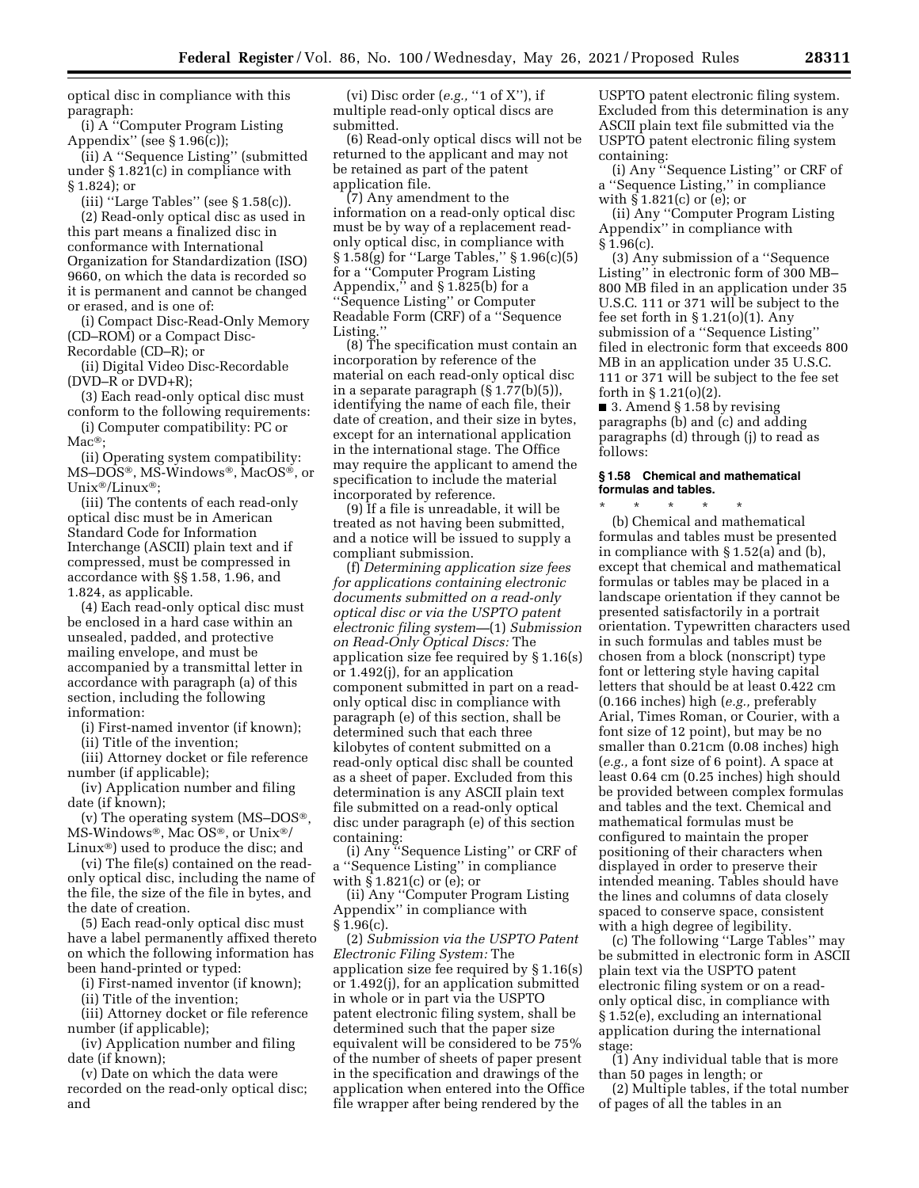optical disc in compliance with this paragraph:

(i) A "Computer Program Listing Appendix" (see § 1.96(c));

(ii) A "Sequence Listing" (submitted under § 1.821(c) in compliance with § 1.824); or

(iii) "Large Tables" (see § 1.58(c)).

(2) Read-only optical disc as used in this part means a finalized disc in conformance with International Organization for Standardization (ISO) 9660, on which the data is recorded so it is permanent and cannot be changed or erased, and is one of:

(i) Compact Disc-Read-Only Memory (CD–ROM) or a Compact Disc-Recordable (CD–R); or

(ii) Digital Video Disc-Recordable (DVD–R or DVD+R);

(3) Each read-only optical disc must conform to the following requirements:

(i) Computer compatibility: PC or Mac®;

(ii) Operating system compatibility: MS–DOS®, MS-Windows®, MacOS®, or Unix®/Linux®;

(iii) The contents of each read-only optical disc must be in American Standard Code for Information Interchange (ASCII) plain text and if compressed, must be compressed in accordance with §§ 1.58, 1.96, and 1.824, as applicable.

(4) Each read-only optical disc must be enclosed in a hard case within an unsealed, padded, and protective mailing envelope, and must be accompanied by a transmittal letter in accordance with paragraph (a) of this section, including the following information:

(i) First-named inventor (if known);

(ii) Title of the invention;

(iii) Attorney docket or file reference number (if applicable);

(iv) Application number and filing date (if known);

(v) The operating system (MS–DOS®, MS-Windows®, Mac OS®, or Unix®/Linux®) used to produce the disc; and

(vi) The file(s) contained on the read-only optical disc, including the name of the file, the size of the file in bytes, and the date of creation.

(5) Each read-only optical disc must have a label permanently affixed thereto on which the following information has been hand-printed or typed:

(i) First-named inventor (if known);

(ii) Title of the invention;

(iii) Attorney docket or file reference number (if applicable);

(iv) Application number and filing date (if known);

(v) Date on which the data were recorded on the read-only optical disc; and

(vi) Disc order (*e.g.,* "1 of X"), if multiple read-only optical discs are submitted.

(6) Read-only optical discs will not be returned to the applicant and may not be retained as part of the patent application file.

(7) Any amendment to the information on a read-only optical disc must be by way of a replacement read-only optical disc, in compliance with § 1.58(g) for "Large Tables," § 1.96(c)(5) for a "Computer Program Listing Appendix," and § 1.825(b) for a "Sequence Listing" or Computer Readable Form (CRF) of a "Sequence Listing."

(8) The specification must contain an incorporation by reference of the material on each read-only optical disc in a separate paragraph (§ 1.77(b)(5)), identifying the name of each file, their date of creation, and their size in bytes, except for an international application in the international stage. The Office may require the applicant to amend the specification to include the material incorporated by reference.

(9) If a file is unreadable, it will be treated as not having been submitted, and a notice will be issued to supply a compliant submission.

(f) *Determining application size fees for applications containing electronic documents submitted on a read-only optical disc or via the USPTO patent electronic filing system*—(1) *Submission on Read-Only Optical Discs:* The application size fee required by § 1.16(s) or 1.492(j), for an application component submitted in part on a read-only optical disc in compliance with paragraph (e) of this section, shall be determined such that each three kilobytes of content submitted on a read-only optical disc shall be counted as a sheet of paper. Excluded from this determination is any ASCII plain text file submitted on a read-only optical disc under paragraph (e) of this section containing:

(i) Any "Sequence Listing" or CRF of a "Sequence Listing" in compliance with § 1.821(c) or (e); or

(ii) Any "Computer Program Listing Appendix" in compliance with § 1.96(c).

(2) *Submission via the USPTO Patent Electronic Filing System:* The application size fee required by § 1.16(s) or 1.492(j), for an application submitted in whole or in part via the USPTO patent electronic filing system, shall be determined such that the paper size equivalent will be considered to be 75% of the number of sheets of paper present in the specification and drawings of the application when entered into the Office file wrapper after being rendered by the USPTO patent electronic filing system. Excluded from this determination is any ASCII plain text file submitted via the USPTO patent electronic filing system containing:

(i) Any "Sequence Listing" or CRF of a "Sequence Listing," in compliance with § 1.821(c) or (e); or

(ii) Any "Computer Program Listing Appendix" in compliance with § 1.96(c).

(3) Any submission of a "Sequence Listing" in electronic form of 300 MB–800 MB filed in an application under 35 U.S.C. 111 or 371 will be subject to the fee set forth in § 1.21(o)(1). Any submission of a "Sequence Listing" filed in electronic form that exceeds 800 MB in an application under 35 U.S.C. 111 or 371 will be subject to the fee set forth in § 1.21(o)(2).

■ 3. Amend § 1.58 by revising paragraphs (b) and (c) and adding paragraphs (d) through (j) to read as follows:

#### § 1.58 Chemical and mathematical formulas and tables.

\* \* \* \* \*

(b) Chemical and mathematical formulas and tables must be presented in compliance with § 1.52(a) and (b), except that chemical and mathematical formulas or tables may be placed in a landscape orientation if they cannot be presented satisfactorily in a portrait orientation. Typewritten characters used in such formulas and tables must be chosen from a block (nonscript) type font or lettering style having capital letters that should be at least 0.422 cm (0.166 inches) high (*e.g.,* preferably Arial, Times Roman, or Courier, with a font size of 12 point), but may be no smaller than 0.21cm (0.08 inches) high (*e.g.,* a font size of 6 point). A space at least 0.64 cm (0.25 inches) high should be provided between complex formulas and tables and the text. Chemical and mathematical formulas must be configured to maintain the proper positioning of their characters when displayed in order to preserve their intended meaning. Tables should have the lines and columns of data closely spaced to conserve space, consistent with a high degree of legibility.

(c) The following "Large Tables" may be submitted in electronic form in ASCII plain text via the USPTO patent electronic filing system or on a read-only optical disc, in compliance with § 1.52(e), excluding an international application during the international stage:

(1) Any individual table that is more than 50 pages in length; or

(2) Multiple tables, if the total number of pages of all the tables in an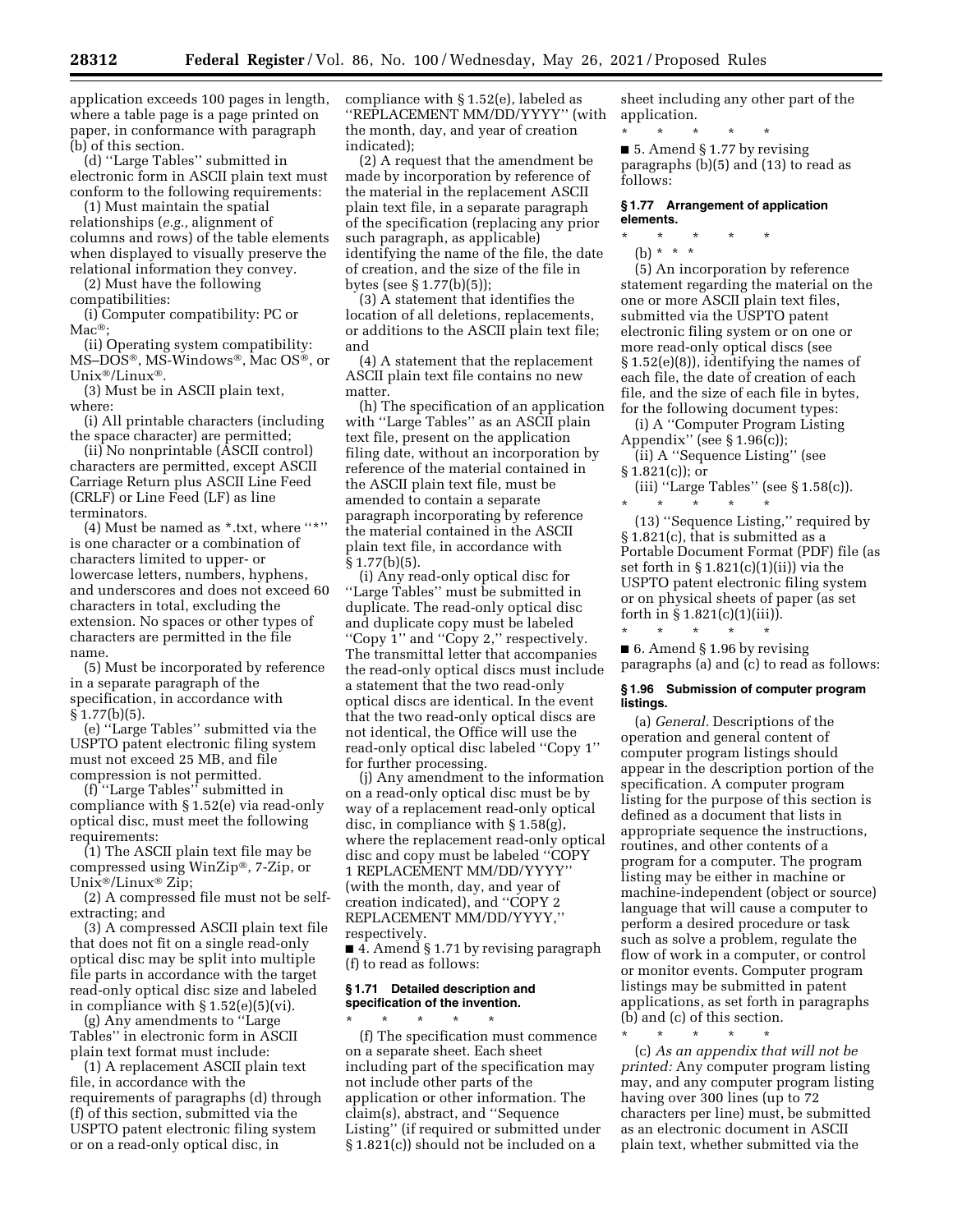application exceeds 100 pages in length, where a table page is a page printed on paper, in conformance with paragraph (b) of this section.

(d) ''Large Tables'' submitted in electronic form in ASCII plain text must conform to the following requirements:

(1) Must maintain the spatial relationships (*e.g.,* alignment of columns and rows) of the table elements when displayed to visually preserve the relational information they convey.

(2) Must have the following compatibilities:

(i) Computer compatibility: PC or Mac®;

(ii) Operating system compatibility: MS–DOS®, MS-Windows®, Mac OS®, or Unix®/Linux®.

(3) Must be in ASCII plain text, where:

(i) All printable characters (including the space character) are permitted;

(ii) No nonprintable (ASCII control) characters are permitted, except ASCII Carriage Return plus ASCII Line Feed (CRLF) or Line Feed (LF) as line terminators.

(4) Must be named as *.txt, where ''*'' is one character or a combination of characters limited to upper- or lowercase letters, numbers, hyphens, and underscores and does not exceed 60 characters in total, excluding the extension. No spaces or other types of characters are permitted in the file name.

(5) Must be incorporated by reference in a separate paragraph of the specification, in accordance with § 1.77(b)(5).

(e) ''Large Tables'' submitted via the USPTO patent electronic filing system must not exceed 25 MB, and file compression is not permitted.

(f) ''Large Tables'' submitted in compliance with § 1.52(e) via read-only optical disc, must meet the following requirements:

(1) The ASCII plain text file may be compressed using WinZip®, 7-Zip, or Unix®/Linux® Zip;

(2) A compressed file must not be self-extracting; and

(3) A compressed ASCII plain text file that does not fit on a single read-only optical disc may be split into multiple file parts in accordance with the target read-only optical disc size and labeled in compliance with § 1.52(e)(5)(vi).

(g) Any amendments to ''Large Tables'' in electronic form in ASCII plain text format must include:

(1) A replacement ASCII plain text file, in accordance with the requirements of paragraphs (d) through (f) of this section, submitted via the USPTO patent electronic filing system or on a read-only optical disc, in compliance with § 1.52(e), labeled as ''REPLACEMENT MM/DD/YYYY'' (with the month, day, and year of creation indicated);

(2) A request that the amendment be made by incorporation by reference of the material in the replacement ASCII plain text file, in a separate paragraph of the specification (replacing any prior such paragraph, as applicable) identifying the name of the file, the date of creation, and the size of the file in bytes (see § 1.77(b)(5));

(3) A statement that identifies the location of all deletions, replacements, or additions to the ASCII plain text file; and

(4) A statement that the replacement ASCII plain text file contains no new matter.

(h) The specification of an application with ''Large Tables'' as an ASCII plain text file, present on the application filing date, without an incorporation by reference of the material contained in the ASCII plain text file, must be amended to contain a separate paragraph incorporating by reference the material contained in the ASCII plain text file, in accordance with § 1.77(b)(5).

(i) Any read-only optical disc for ''Large Tables'' must be submitted in duplicate. The read-only optical disc and duplicate copy must be labeled ''Copy 1'' and ''Copy 2,'' respectively. The transmittal letter that accompanies the read-only optical discs must include a statement that the two read-only optical discs are identical. In the event that the two read-only optical discs are not identical, the Office will use the read-only optical disc labeled ''Copy 1'' for further processing.

(j) Any amendment to the information on a read-only optical disc must be by way of a replacement read-only optical disc, in compliance with § 1.58(g), where the replacement read-only optical disc and copy must be labeled ''COPY 1 REPLACEMENT MM/DD/YYYY'' (with the month, day, and year of creation indicated), and ''COPY 2 REPLACEMENT MM/DD/YYYY,'' respectively.

■ 4. Amend § 1.71 by revising paragraph (f) to read as follows:

### § 1.71 Detailed description and specification of the invention.

\* \* \* \* \*

(f) The specification must commence on a separate sheet. Each sheet including part of the specification may not include other parts of the application or other information. The claim(s), abstract, and ''Sequence Listing'' (if required or submitted under § 1.821(c)) should not be included on a sheet including any other part of the application.

\* \* \* \* \*

■ 5. Amend § 1.77 by revising paragraphs (b)(5) and (13) to read as follows:

### § 1.77 Arrangement of application elements.

\* \* \* \* \*

(b) \* \* \*

(5) An incorporation by reference statement regarding the material on the one or more ASCII plain text files, submitted via the USPTO patent electronic filing system or on one or more read-only optical discs (see § 1.52(e)(8)), identifying the names of each file, the date of creation of each file, and the size of each file in bytes, for the following document types:

(i) A ''Computer Program Listing Appendix'' (see § 1.96(c));

(ii) A ''Sequence Listing'' (see § 1.821(c)); or

(iii) ''Large Tables'' (see § 1.58(c)).

\* \* \* \* \*

(13) ''Sequence Listing,'' required by § 1.821(c), that is submitted as a Portable Document Format (PDF) file (as set forth in § 1.821(c)(1)(ii)) via the USPTO patent electronic filing system or on physical sheets of paper (as set forth in § 1.821(c)(1)(iii)).

\* \* \* \* \*

■ 6. Amend § 1.96 by revising paragraphs (a) and (c) to read as follows:

### § 1.96 Submission of computer program listings.

(a) *General.* Descriptions of the operation and general content of computer program listings should appear in the description portion of the specification. A computer program listing for the purpose of this section is defined as a document that lists in appropriate sequence the instructions, routines, and other contents of a program for a computer. The program listing may be either in machine or machine-independent (object or source) language that will cause a computer to perform a desired procedure or task such as solve a problem, regulate the flow of work in a computer, or control or monitor events. Computer program listings may be submitted in patent applications, as set forth in paragraphs (b) and (c) of this section.

\* \* \* \* \*

(c) *As an appendix that will not be printed:* Any computer program listing may, and any computer program listing having over 300 lines (up to 72 characters per line) must, be submitted as an electronic document in ASCII plain text, whether submitted via the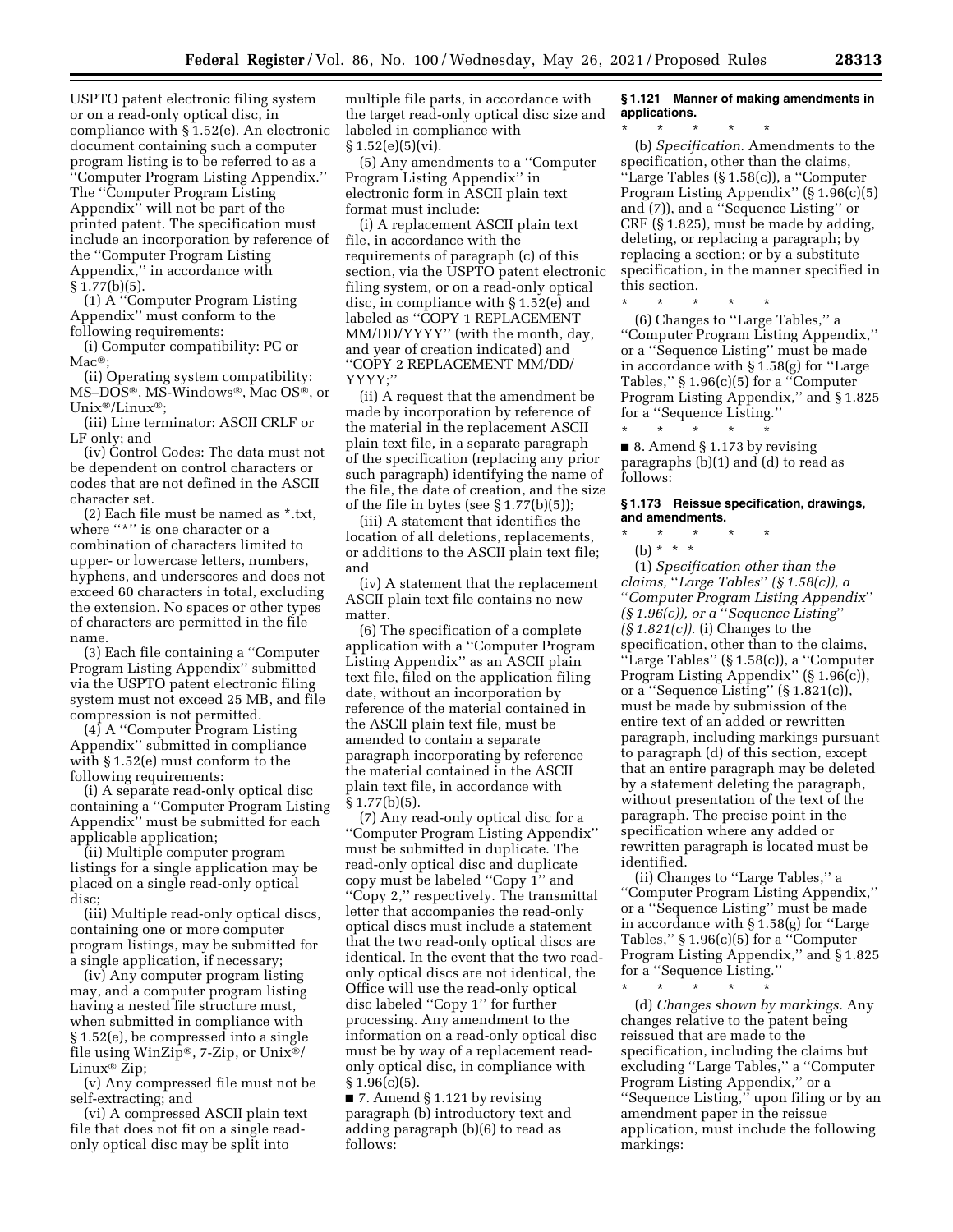USPTO patent electronic filing system or on a read-only optical disc, in compliance with § 1.52(e). An electronic document containing such a computer program listing is to be referred to as a ''Computer Program Listing Appendix.'' The ''Computer Program Listing Appendix'' will not be part of the printed patent. The specification must include an incorporation by reference of the ''Computer Program Listing Appendix,'' in accordance with § 1.77(b)(5).

(1) A ''Computer Program Listing Appendix'' must conform to the following requirements:

(i) Computer compatibility: PC or Mac®;

(ii) Operating system compatibility: MS–DOS®, MS-Windows®, Mac OS®, or Unix®/Linux®;

(iii) Line terminator: ASCII CRLF or LF only; and

(iv) Control Codes: The data must not be dependent on control characters or codes that are not defined in the ASCII character set.

(2) Each file must be named as *.txt, where ''*'' is one character or a combination of characters limited to upper- or lowercase letters, numbers, hyphens, and underscores and does not exceed 60 characters in total, excluding the extension. No spaces or other types of characters are permitted in the file name.

(3) Each file containing a ''Computer Program Listing Appendix'' submitted via the USPTO patent electronic filing system must not exceed 25 MB, and file compression is not permitted.

(4) A ''Computer Program Listing Appendix'' submitted in compliance with § 1.52(e) must conform to the following requirements:

(i) A separate read-only optical disc containing a ''Computer Program Listing Appendix'' must be submitted for each applicable application;

(ii) Multiple computer program listings for a single application may be placed on a single read-only optical disc;

(iii) Multiple read-only optical discs, containing one or more computer program listings, may be submitted for a single application, if necessary;

(iv) Any computer program listing may, and a computer program listing having a nested file structure must, when submitted in compliance with § 1.52(e), be compressed into a single file using WinZip®, 7-Zip, or Unix®/Linux® Zip;

(v) Any compressed file must not be self-extracting; and

(vi) A compressed ASCII plain text file that does not fit on a single read-only optical disc may be split into multiple file parts, in accordance with the target read-only optical disc size and labeled in compliance with § 1.52(e)(5)(vi).

(5) Any amendments to a ''Computer Program Listing Appendix'' in electronic form in ASCII plain text format must include:

(i) A replacement ASCII plain text file, in accordance with the requirements of paragraph (c) of this section, via the USPTO patent electronic filing system, or on a read-only optical disc, in compliance with § 1.52(e) and labeled as ''COPY 1 REPLACEMENT MM/DD/YYYY'' (with the month, day, and year of creation indicated) and ''COPY 2 REPLACEMENT MM/DD/YYYY;''

(ii) A request that the amendment be made by incorporation by reference of the material in the replacement ASCII plain text file, in a separate paragraph of the specification (replacing any prior such paragraph) identifying the name of the file, the date of creation, and the size of the file in bytes (see § 1.77(b)(5));

(iii) A statement that identifies the location of all deletions, replacements, or additions to the ASCII plain text file; and

(iv) A statement that the replacement ASCII plain text file contains no new matter.

(6) The specification of a complete application with a ''Computer Program Listing Appendix'' as an ASCII plain text file, filed on the application filing date, without an incorporation by reference of the material contained in the ASCII plain text file, must be amended to contain a separate paragraph incorporating by reference the material contained in the ASCII plain text file, in accordance with § 1.77(b)(5).

(7) Any read-only optical disc for a ''Computer Program Listing Appendix'' must be submitted in duplicate. The read-only optical disc and duplicate copy must be labeled ''Copy 1'' and ''Copy 2,'' respectively. The transmittal letter that accompanies the read-only optical discs must include a statement that the two read-only optical discs are identical. In the event that the two read-only optical discs are not identical, the Office will use the read-only optical disc labeled ''Copy 1'' for further processing. Any amendment to the information on a read-only optical disc must be by way of a replacement read-only optical disc, in compliance with § 1.96(c)(5).

■ 7. Amend § 1.121 by revising paragraph (b) introductory text and adding paragraph (b)(6) to read as follows:

**§ 1.121 Manner of making amendments in applications.**

\* \* \* \* \*

(b) *Specification.* Amendments to the specification, other than the claims, ''Large Tables (§ 1.58(c)), a ''Computer Program Listing Appendix'' (§ 1.96(c)(5) and (7)), and a ''Sequence Listing'' or CRF (§ 1.825), must be made by adding, deleting, or replacing a paragraph; by replacing a section; or by a substitute specification, in the manner specified in this section.

\* \* \* \* \*

(6) Changes to ''Large Tables,'' a ''Computer Program Listing Appendix,'' or a ''Sequence Listing'' must be made in accordance with § 1.58(g) for ''Large Tables,'' § 1.96(c)(5) for a ''Computer Program Listing Appendix,'' and § 1.825 for a ''Sequence Listing.''

\* \* \* \* \*

■ 8. Amend § 1.173 by revising paragraphs (b)(1) and (d) to read as follows:

**§ 1.173 Reissue specification, drawings, and amendments.**

\* \* \* \* \*

(b) \* \* \*

(1) *Specification other than the claims, ''Large Tables'' (§ 1.58(c)), a ''Computer Program Listing Appendix'' (§ 1.96(c)), or a ''Sequence Listing'' (§ 1.821(c)).* (i) Changes to the specification, other than to the claims, ''Large Tables'' (§ 1.58(c)), a ''Computer Program Listing Appendix'' (§ 1.96(c)), or a ''Sequence Listing'' (§ 1.821(c)), must be made by submission of the entire text of an added or rewritten paragraph, including markings pursuant to paragraph (d) of this section, except that an entire paragraph may be deleted by a statement deleting the paragraph, without presentation of the text of the paragraph. The precise point in the specification where any added or rewritten paragraph is located must be identified.

(ii) Changes to ''Large Tables,'' a ''Computer Program Listing Appendix,'' or a ''Sequence Listing'' must be made in accordance with § 1.58(g) for ''Large Tables,'' § 1.96(c)(5) for a ''Computer Program Listing Appendix,'' and § 1.825 for a ''Sequence Listing.''

\* \* \* \* \*

(d) *Changes shown by markings.* Any changes relative to the patent being reissued that are made to the specification, including the claims but excluding ''Large Tables,'' a ''Computer Program Listing Appendix,'' or a ''Sequence Listing,'' upon filing or by an amendment paper in the reissue application, must include the following markings: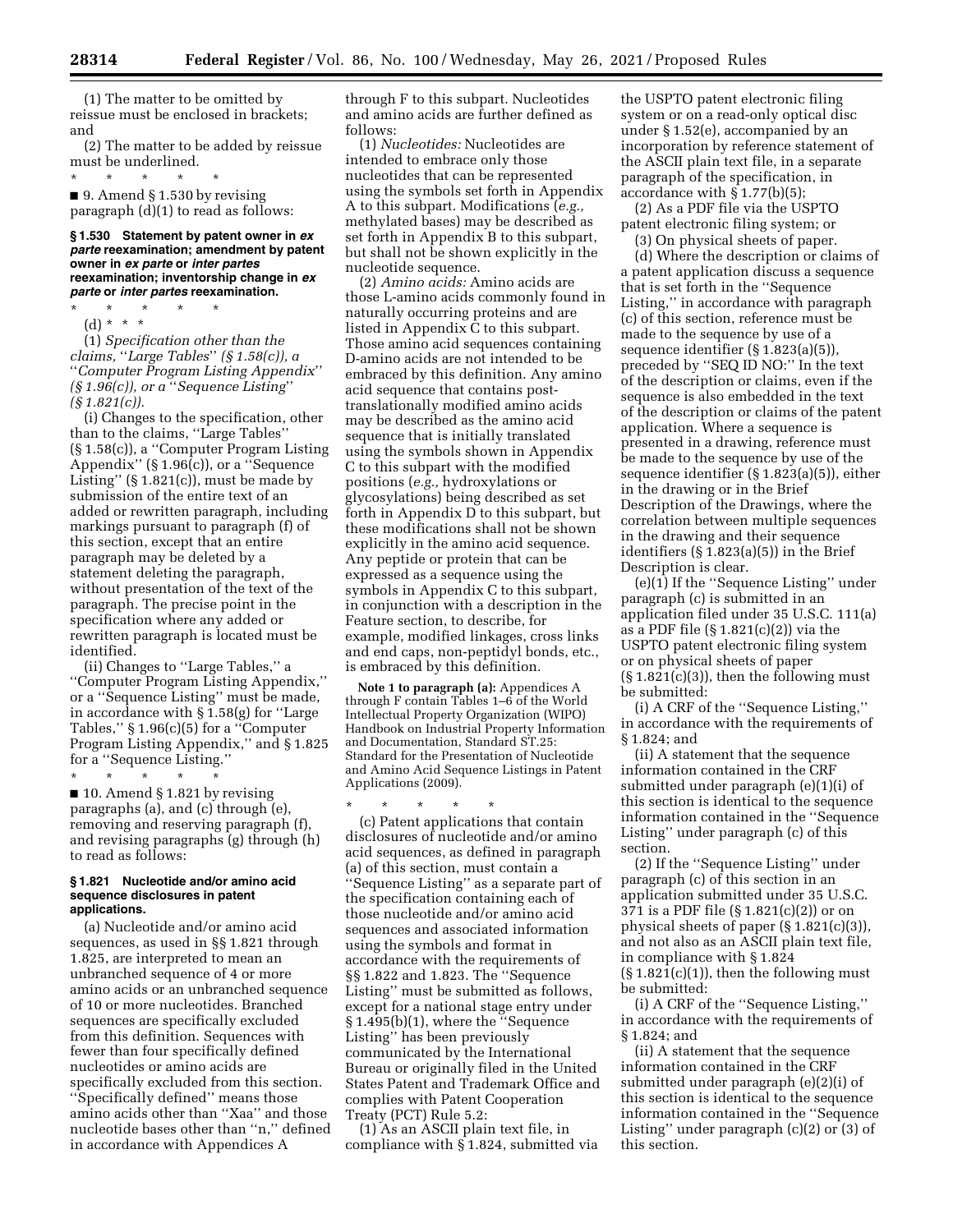(1) The matter to be omitted by reissue must be enclosed in brackets; and

(2) The matter to be added by reissue must be underlined.

\* \* \* \* \*

■ 9. Amend § 1.530 by revising paragraph (d)(1) to read as follows:

**§ 1.530 Statement by patent owner in *ex parte* reexamination; amendment by patent owner in *ex parte* or *inter partes* reexamination; inventorship change in *ex parte* or *inter partes* reexamination.**

\* \* \* \* \*

(d) \* \* \*

(1) *Specification other than the claims, "Large Tables" (§ 1.58(c)), a "Computer Program Listing Appendix" (§ 1.96(c)), or a "Sequence Listing" (§ 1.821(c)).*

(i) Changes to the specification, other than to the claims, "Large Tables" (§ 1.58(c)), a "Computer Program Listing Appendix" (§ 1.96(c)), or a "Sequence Listing" (§ 1.821(c)), must be made by submission of the entire text of an added or rewritten paragraph, including markings pursuant to paragraph (f) of this section, except that an entire paragraph may be deleted by a statement deleting the paragraph, without presentation of the text of the paragraph. The precise point in the specification where any added or rewritten paragraph is located must be identified.

(ii) Changes to "Large Tables," a "Computer Program Listing Appendix," or a "Sequence Listing" must be made, in accordance with § 1.58(g) for "Large Tables," § 1.96(c)(5) for a "Computer Program Listing Appendix," and § 1.825 for a "Sequence Listing."

\* \* \* \* \*

■ 10. Amend § 1.821 by revising paragraphs (a), and (c) through (e), removing and reserving paragraph (f), and revising paragraphs (g) through (h) to read as follows:

**§ 1.821 Nucleotide and/or amino acid sequence disclosures in patent applications.**

(a) Nucleotide and/or amino acid sequences, as used in §§ 1.821 through 1.825, are interpreted to mean an unbranched sequence of 4 or more amino acids or an unbranched sequence of 10 or more nucleotides. Branched sequences are specifically excluded from this definition. Sequences with fewer than four specifically defined nucleotides or amino acids are specifically excluded from this section. "Specifically defined" means those amino acids other than "Xaa" and those nucleotide bases other than "n," defined in accordance with Appendices A through F to this subpart. Nucleotides and amino acids are further defined as follows:

(1) *Nucleotides:* Nucleotides are intended to embrace only those nucleotides that can be represented using the symbols set forth in Appendix A to this subpart. Modifications (*e.g.,* methylated bases) may be described as set forth in Appendix B to this subpart, but shall not be shown explicitly in the nucleotide sequence.

(2) *Amino acids:* Amino acids are those L-amino acids commonly found in naturally occurring proteins and are listed in Appendix C to this subpart. Those amino acid sequences containing D-amino acids are not intended to be embraced by this definition. Any amino acid sequence that contains post-translationally modified amino acids may be described as the amino acid sequence that is initially translated using the symbols shown in Appendix C to this subpart with the modified positions (*e.g.,* hydroxylations or glycosylations) being described as set forth in Appendix D to this subpart, but these modifications shall not be shown explicitly in the amino acid sequence. Any peptide or protein that can be expressed as a sequence using the symbols in Appendix C to this subpart, in conjunction with a description in the Feature section, to describe, for example, modified linkages, cross links and end caps, non-peptidyl bonds, etc., is embraced by this definition.

**Note 1 to paragraph (a):** Appendices A through F contain Tables 1–6 of the World Intellectual Property Organization (WIPO) Handbook on Industrial Property Information and Documentation, Standard ST.25: Standard for the Presentation of Nucleotide and Amino Acid Sequence Listings in Patent Applications (2009).

\* \* \* \* \*

(c) Patent applications that contain disclosures of nucleotide and/or amino acid sequences, as defined in paragraph (a) of this section, must contain a "Sequence Listing" as a separate part of the specification containing each of those nucleotide and/or amino acid sequences and associated information using the symbols and format in accordance with the requirements of §§ 1.822 and 1.823. The "Sequence Listing" must be submitted as follows, except for a national stage entry under § 1.495(b)(1), where the "Sequence Listing" has been previously communicated by the International Bureau or originally filed in the United States Patent and Trademark Office and complies with Patent Cooperation Treaty (PCT) Rule 5.2:

(1) As an ASCII plain text file, in compliance with § 1.824, submitted via the USPTO patent electronic filing system or on a read-only optical disc under § 1.52(e), accompanied by an incorporation by reference statement of the ASCII plain text file, in a separate paragraph of the specification, in accordance with § 1.77(b)(5);

(2) As a PDF file via the USPTO patent electronic filing system; or

(3) On physical sheets of paper.

(d) Where the description or claims of a patent application discuss a sequence that is set forth in the "Sequence Listing," in accordance with paragraph (c) of this section, reference must be made to the sequence by use of a sequence identifier (§ 1.823(a)(5)), preceded by "SEQ ID NO:" In the text of the description or claims, even if the sequence is also embedded in the text of the description or claims of the patent application. Where a sequence is presented in a drawing, reference must be made to the sequence by use of the sequence identifier (§ 1.823(a)(5)), either in the drawing or in the Brief Description of the Drawings, where the correlation between multiple sequences in the drawing and their sequence identifiers (§ 1.823(a)(5)) in the Brief Description is clear.

(e)(1) If the "Sequence Listing" under paragraph (c) is submitted in an application filed under 35 U.S.C. 111(a) as a PDF file (§ 1.821(c)(2)) via the USPTO patent electronic filing system or on physical sheets of paper (§ 1.821(c)(3)), then the following must be submitted:

(i) A CRF of the "Sequence Listing," in accordance with the requirements of § 1.824; and

(ii) A statement that the sequence information contained in the CRF submitted under paragraph (e)(1)(i) of this section is identical to the sequence information contained in the "Sequence Listing" under paragraph (c) of this section.

(2) If the "Sequence Listing" under paragraph (c) of this section in an application submitted under 35 U.S.C. 371 is a PDF file (§ 1.821(c)(2)) or on physical sheets of paper (§ 1.821(c)(3)), and not also as an ASCII plain text file, in compliance with § 1.824 (§ 1.821(c)(1)), then the following must be submitted:

(i) A CRF of the "Sequence Listing," in accordance with the requirements of § 1.824; and

(ii) A statement that the sequence information contained in the CRF submitted under paragraph (e)(2)(i) of this section is identical to the sequence information contained in the "Sequence Listing" under paragraph (c)(2) or (3) of this section.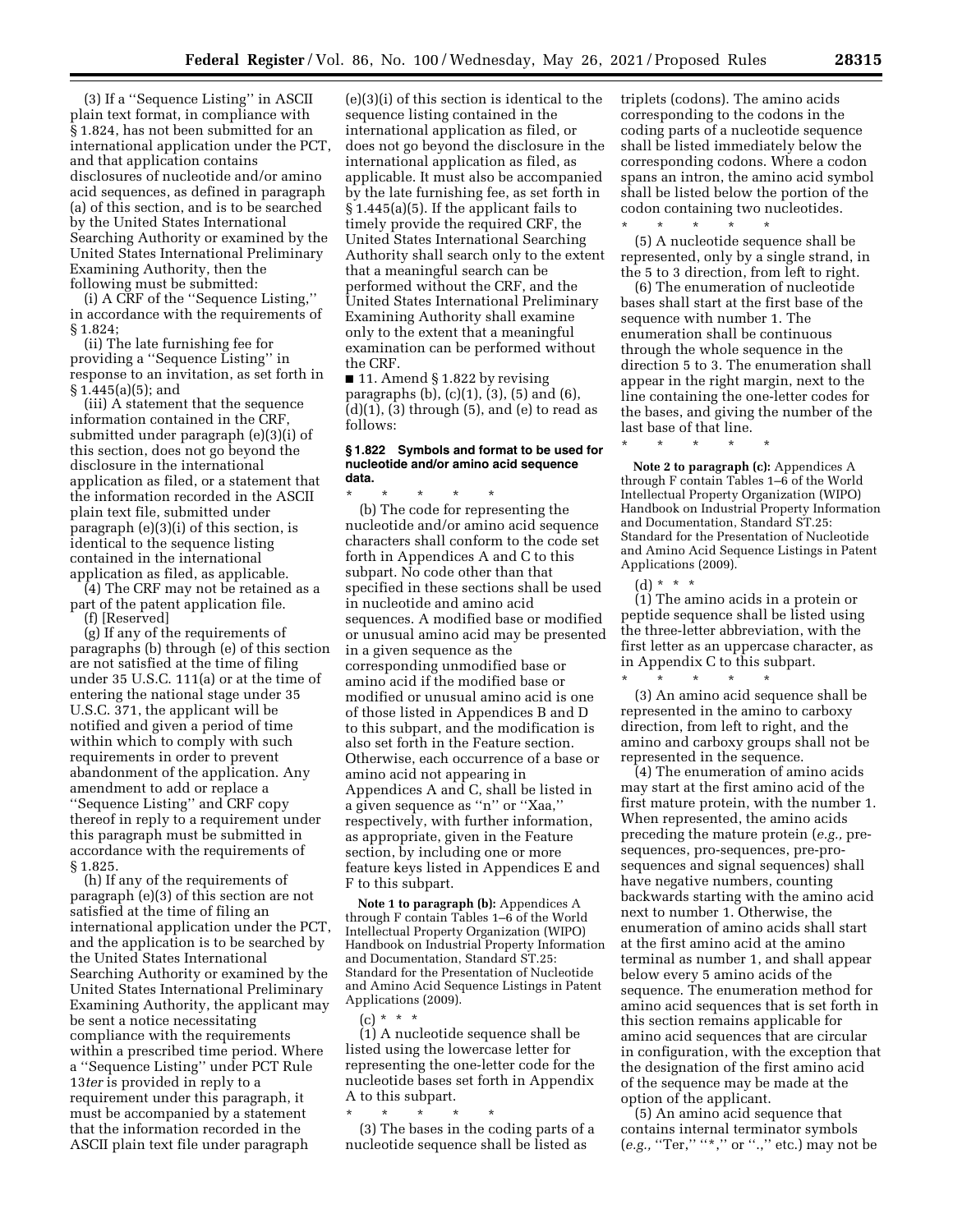(3) If a "Sequence Listing" in ASCII plain text format, in compliance with § 1.824, has not been submitted for an international application under the PCT, and that application contains disclosures of nucleotide and/or amino acid sequences, as defined in paragraph (a) of this section, and is to be searched by the United States International Searching Authority or examined by the United States International Preliminary Examining Authority, then the following must be submitted:

(i) A CRF of the "Sequence Listing," in accordance with the requirements of § 1.824;

(ii) The late furnishing fee for providing a "Sequence Listing" in response to an invitation, as set forth in § 1.445(a)(5); and

(iii) A statement that the sequence information contained in the CRF, submitted under paragraph (e)(3)(i) of this section, does not go beyond the disclosure in the international application as filed, or a statement that the information recorded in the ASCII plain text file, submitted under paragraph (e)(3)(i) of this section, is identical to the sequence listing contained in the international application as filed, as applicable.

(4) The CRF may not be retained as a part of the patent application file.

(f) [Reserved]

(g) If any of the requirements of paragraphs (b) through (e) of this section are not satisfied at the time of filing under 35 U.S.C. 111(a) or at the time of entering the national stage under 35 U.S.C. 371, the applicant will be notified and given a period of time within which to comply with such requirements in order to prevent abandonment of the application. Any amendment to add or replace a "Sequence Listing" and CRF copy thereof in reply to a requirement under this paragraph must be submitted in accordance with the requirements of § 1.825.

(h) If any of the requirements of paragraph (e)(3) of this section are not satisfied at the time of filing an international application under the PCT, and the application is to be searched by the United States International Searching Authority or examined by the United States International Preliminary Examining Authority, the applicant may be sent a notice necessitating compliance with the requirements within a prescribed time period. Where a "Sequence Listing" under PCT Rule 13*ter* is provided in reply to a requirement under this paragraph, it must be accompanied by a statement that the information recorded in the ASCII plain text file under paragraph (e)(3)(i) of this section is identical to the sequence listing contained in the international application as filed, or does not go beyond the disclosure in the international application as filed, as applicable. It must also be accompanied by the late furnishing fee, as set forth in § 1.445(a)(5). If the applicant fails to timely provide the required CRF, the United States International Searching Authority shall search only to the extent that a meaningful search can be performed without the CRF, and the United States International Preliminary Examining Authority shall examine only to the extent that a meaningful examination can be performed without the CRF.

■ 11. Amend § 1.822 by revising paragraphs (b), (c)(1), (3), (5) and (6), (d)(1), (3) through (5), and (e) to read as follows:

**§ 1.822 Symbols and format to be used for nucleotide and/or amino acid sequence data.**

\* \* \* \* \*

(b) The code for representing the nucleotide and/or amino acid sequence characters shall conform to the code set forth in Appendices A and C to this subpart. No code other than that specified in these sections shall be used in nucleotide and amino acid sequences. A modified base or modified or unusual amino acid may be presented in a given sequence as the corresponding unmodified base or amino acid if the modified base or modified or unusual amino acid is one of those listed in Appendices B and D to this subpart, and the modification is also set forth in the Feature section. Otherwise, each occurrence of a base or amino acid not appearing in Appendices A and C, shall be listed in a given sequence as "n" or "Xaa," respectively, with further information, as appropriate, given in the Feature section, by including one or more feature keys listed in Appendices E and F to this subpart.

**Note 1 to paragraph (b):** Appendices A through F contain Tables 1–6 of the World Intellectual Property Organization (WIPO) Handbook on Industrial Property Information and Documentation, Standard ST.25: Standard for the Presentation of Nucleotide and Amino Acid Sequence Listings in Patent Applications (2009).

(c) \* \* \*

(1) A nucleotide sequence shall be listed using the lowercase letter for representing the one-letter code for the nucleotide bases set forth in Appendix A to this subpart.

\* \* \* \* \*

(3) The bases in the coding parts of a nucleotide sequence shall be listed as triplets (codons). The amino acids corresponding to the codons in the coding parts of a nucleotide sequence shall be listed immediately below the corresponding codons. Where a codon spans an intron, the amino acid symbol shall be listed below the portion of the codon containing two nucleotides.

\* \* \* \* \*

(5) A nucleotide sequence shall be represented, only by a single strand, in the 5 to 3 direction, from left to right.

(6) The enumeration of nucleotide bases shall start at the first base of the sequence with number 1. The enumeration shall be continuous through the whole sequence in the direction 5 to 3. The enumeration shall appear in the right margin, next to the line containing the one-letter codes for the bases, and giving the number of the last base of that line.

\* \* \* \* \*

**Note 2 to paragraph (c):** Appendices A through F contain Tables 1–6 of the World Intellectual Property Organization (WIPO) Handbook on Industrial Property Information and Documentation, Standard ST.25: Standard for the Presentation of Nucleotide and Amino Acid Sequence Listings in Patent Applications (2009).

(d) \* \* \*

(1) The amino acids in a protein or peptide sequence shall be listed using the three-letter abbreviation, with the first letter as an uppercase character, as in Appendix C to this subpart.

\* \* \* \* \*

(3) An amino acid sequence shall be represented in the amino to carboxy direction, from left to right, and the amino and carboxy groups shall not be represented in the sequence.

(4) The enumeration of amino acids may start at the first amino acid of the first mature protein, with the number 1. When represented, the amino acids preceding the mature protein (*e.g.,* pre-sequences, pro-sequences, pre-pro-sequences and signal sequences) shall have negative numbers, counting backwards starting with the amino acid next to number 1. Otherwise, the enumeration of amino acids shall start at the first amino acid at the amino terminal as number 1, and shall appear below every 5 amino acids of the sequence. The enumeration method for amino acid sequences that is set forth in this section remains applicable for amino acid sequences that are circular in configuration, with the exception that the designation of the first amino acid of the sequence may be made at the option of the applicant.

(5) An amino acid sequence that contains internal terminator symbols (*e.g.,* "Ter," "*," or ".," etc.) may not be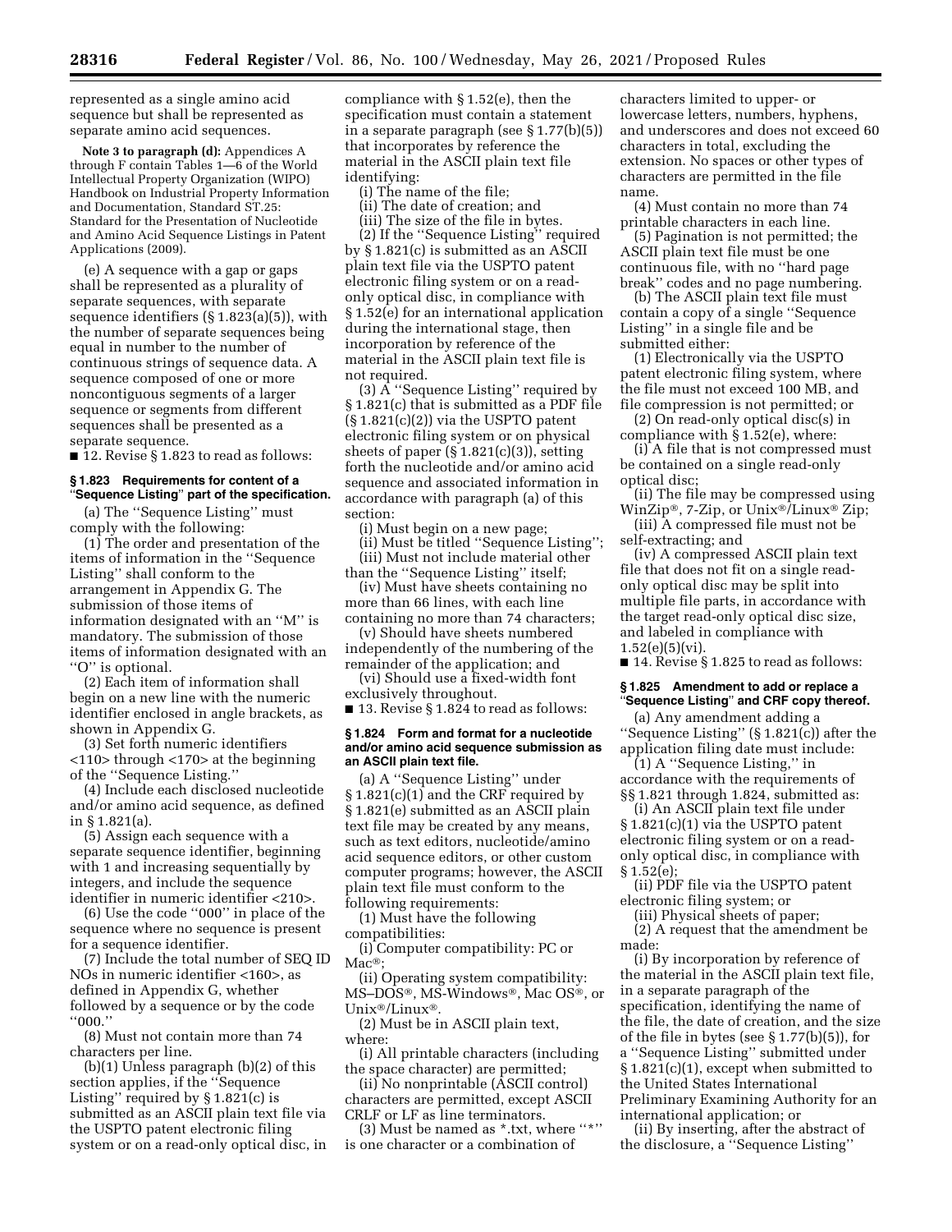represented as a single amino acid sequence but shall be represented as separate amino acid sequences.

**Note 3 to paragraph (d):** Appendices A through F contain Tables 1—6 of the World Intellectual Property Organization (WIPO) Handbook on Industrial Property Information and Documentation, Standard ST.25: Standard for the Presentation of Nucleotide and Amino Acid Sequence Listings in Patent Applications (2009).

(e) A sequence with a gap or gaps shall be represented as a plurality of separate sequences, with separate sequence identifiers (§ 1.823(a)(5)), with the number of separate sequences being equal in number to the number of continuous strings of sequence data. A sequence composed of one or more noncontiguous segments of a larger sequence or segments from different sequences shall be presented as a separate sequence.

■ 12. Revise § 1.823 to read as follows:

### § 1.823 Requirements for content of a "Sequence Listing" part of the specification.

(a) The ''Sequence Listing'' must comply with the following:

(1) The order and presentation of the items of information in the ''Sequence Listing'' shall conform to the arrangement in Appendix G. The submission of those items of information designated with an ''M'' is mandatory. The submission of those items of information designated with an ''O'' is optional.

(2) Each item of information shall begin on a new line with the numeric identifier enclosed in angle brackets, as shown in Appendix G.

(3) Set forth numeric identifiers <110> through <170> at the beginning of the ''Sequence Listing.''

(4) Include each disclosed nucleotide and/or amino acid sequence, as defined in § 1.821(a).

(5) Assign each sequence with a separate sequence identifier, beginning with 1 and increasing sequentially by integers, and include the sequence identifier in numeric identifier <210>.

(6) Use the code ''000'' in place of the sequence where no sequence is present for a sequence identifier.

(7) Include the total number of SEQ ID NOs in numeric identifier <160>, as defined in Appendix G, whether followed by a sequence or by the code ''000.''

(8) Must not contain more than 74 characters per line.

(b)(1) Unless paragraph (b)(2) of this section applies, if the ''Sequence Listing'' required by § 1.821(c) is submitted as an ASCII plain text file via the USPTO patent electronic filing system or on a read-only optical disc, in compliance with § 1.52(e), then the specification must contain a statement in a separate paragraph (see § 1.77(b)(5)) that incorporates by reference the material in the ASCII plain text file identifying:

(i) The name of the file;

(ii) The date of creation; and

(iii) The size of the file in bytes.

(2) If the ''Sequence Listing'' required by § 1.821(c) is submitted as an ASCII plain text file via the USPTO patent electronic filing system or on a read-only optical disc, in compliance with § 1.52(e) for an international application during the international stage, then incorporation by reference of the material in the ASCII plain text file is not required.

(3) A ''Sequence Listing'' required by § 1.821(c) that is submitted as a PDF file (§ 1.821(c)(2)) via the USPTO patent electronic filing system or on physical sheets of paper (§ 1.821(c)(3)), setting forth the nucleotide and/or amino acid sequence and associated information in accordance with paragraph (a) of this section:

(i) Must begin on a new page;

(ii) Must be titled ''Sequence Listing'';

(iii) Must not include material other than the ''Sequence Listing'' itself;

(iv) Must have sheets containing no more than 66 lines, with each line containing no more than 74 characters;

(v) Should have sheets numbered independently of the numbering of the remainder of the application; and

(vi) Should use a fixed-width font exclusively throughout.

■ 13. Revise § 1.824 to read as follows:

### § 1.824 Form and format for a nucleotide and/or amino acid sequence submission as an ASCII plain text file.

(a) A ''Sequence Listing'' under § 1.821(c)(1) and the CRF required by § 1.821(e) submitted as an ASCII plain text file may be created by any means, such as text editors, nucleotide/amino acid sequence editors, or other custom computer programs; however, the ASCII plain text file must conform to the following requirements:

(1) Must have the following compatibilities:

(i) Computer compatibility: PC or Mac®;

(ii) Operating system compatibility: MS–DOS®, MS-Windows®, Mac OS®, or Unix®/Linux®.

(2) Must be in ASCII plain text, where:

(i) All printable characters (including the space character) are permitted;

(ii) No nonprintable (ASCII control) characters are permitted, except ASCII CRLF or LF as line terminators.

(3) Must be named as *.txt, where ''*'' is one character or a combination of characters limited to upper- or lowercase letters, numbers, hyphens, and underscores and does not exceed 60 characters in total, excluding the extension. No spaces or other types of characters are permitted in the file name.

(4) Must contain no more than 74 printable characters in each line.

(5) Pagination is not permitted; the ASCII plain text file must be one continuous file, with no ''hard page break'' codes and no page numbering.

(b) The ASCII plain text file must contain a copy of a single ''Sequence Listing'' in a single file and be submitted either:

(1) Electronically via the USPTO patent electronic filing system, where the file must not exceed 100 MB, and file compression is not permitted; or

(2) On read-only optical disc(s) in compliance with § 1.52(e), where:

(i) A file that is not compressed must be contained on a single read-only optical disc;

(ii) The file may be compressed using WinZip®, 7-Zip, or Unix®/Linux® Zip;

(iii) A compressed file must not be self-extracting; and

(iv) A compressed ASCII plain text file that does not fit on a single read-only optical disc may be split into multiple file parts, in accordance with the target read-only optical disc size, and labeled in compliance with 1.52(e)(5)(vi).

■ 14. Revise § 1.825 to read as follows:

### § 1.825 Amendment to add or replace a "Sequence Listing" and CRF copy thereof.

(a) Any amendment adding a ''Sequence Listing'' (§ 1.821(c)) after the application filing date must include:

(1) A ''Sequence Listing,'' in accordance with the requirements of §§ 1.821 through 1.824, submitted as:

(i) An ASCII plain text file under § 1.821(c)(1) via the USPTO patent electronic filing system or on a read-only optical disc, in compliance with § 1.52(e);

(ii) PDF file via the USPTO patent electronic filing system; or

(iii) Physical sheets of paper;

(2) A request that the amendment be made:

(i) By incorporation by reference of the material in the ASCII plain text file, in a separate paragraph of the specification, identifying the name of the file, the date of creation, and the size of the file in bytes (see § 1.77(b)(5)), for a ''Sequence Listing'' submitted under § 1.821(c)(1), except when submitted to the United States International Preliminary Examining Authority for an international application; or

(ii) By inserting, after the abstract of the disclosure, a ''Sequence Listing''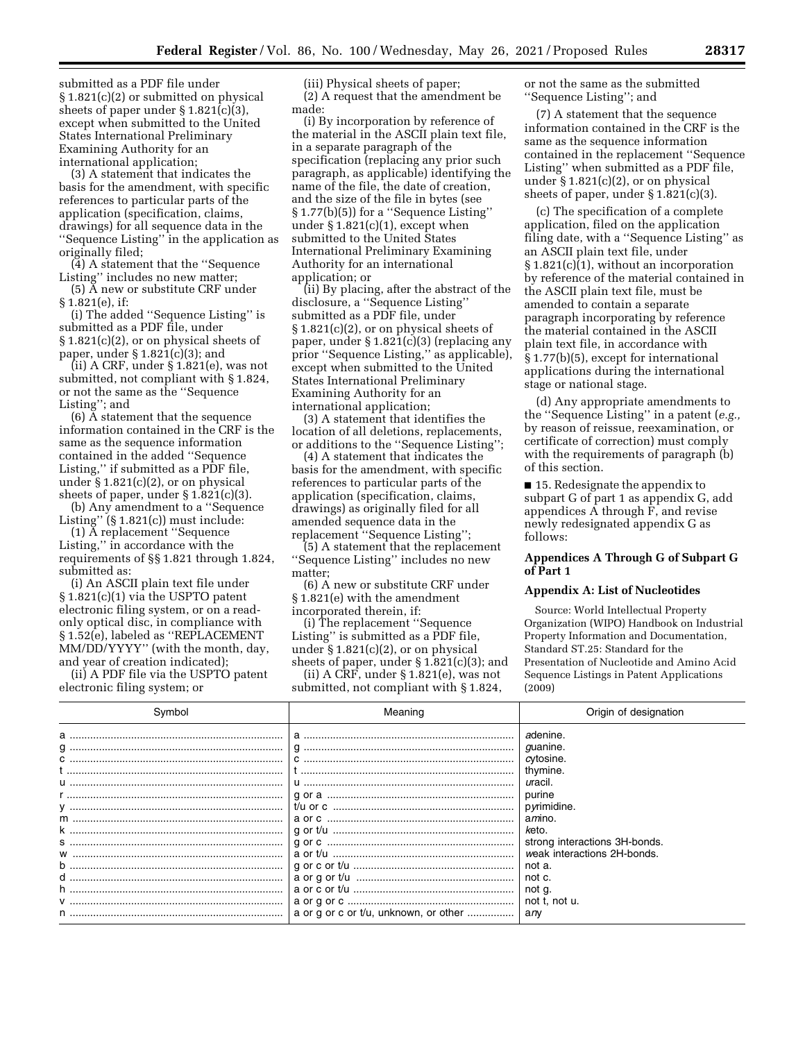submitted as a PDF file under § 1.821(c)(2) or submitted on physical sheets of paper under § 1.821(c)(3), except when submitted to the United States International Preliminary Examining Authority for an international application;

(3) A statement that indicates the basis for the amendment, with specific references to particular parts of the application (specification, claims, drawings) for all sequence data in the ''Sequence Listing'' in the application as originally filed;

(4) A statement that the ''Sequence Listing'' includes no new matter;

(5) A new or substitute CRF under § 1.821(e), if:

(i) The added ''Sequence Listing'' is submitted as a PDF file, under § 1.821(c)(2), or on physical sheets of paper, under § 1.821(c)(3); and

(ii) A CRF, under § 1.821(e), was not submitted, not compliant with § 1.824, or not the same as the ''Sequence Listing''; and

(6) A statement that the sequence information contained in the CRF is the same as the sequence information contained in the added ''Sequence Listing,'' if submitted as a PDF file, under § 1.821(c)(2), or on physical sheets of paper, under § 1.821(c)(3).

(b) Any amendment to a ''Sequence Listing'' (§ 1.821(c)) must include:

(1) A replacement ''Sequence Listing,'' in accordance with the requirements of §§ 1.821 through 1.824, submitted as:

(i) An ASCII plain text file under § 1.821(c)(1) via the USPTO patent electronic filing system, or on a read-only optical disc, in compliance with § 1.52(e), labeled as ''REPLACEMENT MM/DD/YYYY'' (with the month, day, and year of creation indicated);

(ii) A PDF file via the USPTO patent electronic filing system; or

(iii) Physical sheets of paper;

(2) A request that the amendment be made:

(i) By incorporation by reference of the material in the ASCII plain text file, in a separate paragraph of the specification (replacing any prior such paragraph, as applicable) identifying the name of the file, the date of creation, and the size of the file in bytes (see § 1.77(b)(5)) for a ''Sequence Listing'' under § 1.821(c)(1), except when submitted to the United States International Preliminary Examining Authority for an international application; or

(ii) By placing, after the abstract of the disclosure, a ''Sequence Listing'' submitted as a PDF file, under § 1.821(c)(2), or on physical sheets of paper, under § 1.821(c)(3) (replacing any prior ''Sequence Listing,'' as applicable), except when submitted to the United States International Preliminary Examining Authority for an international application;

(3) A statement that identifies the location of all deletions, replacements, or additions to the ''Sequence Listing'';

(4) A statement that indicates the basis for the amendment, with specific references to particular parts of the application (specification, claims, drawings) as originally filed for all amended sequence data in the replacement ''Sequence Listing'';

(5) A statement that the replacement ''Sequence Listing'' includes no new matter;

(6) A new or substitute CRF under § 1.821(e) with the amendment incorporated therein, if:

(i) The replacement ''Sequence Listing'' is submitted as a PDF file, under § 1.821(c)(2), or on physical sheets of paper, under § 1.821(c)(3); and

(ii) A CRF, under § 1.821(e), was not submitted, not compliant with § 1.824, or not the same as the submitted ''Sequence Listing''; and

(7) A statement that the sequence information contained in the CRF is the same as the sequence information contained in the replacement ''Sequence Listing'' when submitted as a PDF file, under § 1.821(c)(2), or on physical sheets of paper, under § 1.821(c)(3).

(c) The specification of a complete application, filed on the application filing date, with a ''Sequence Listing'' as an ASCII plain text file, under § 1.821(c)(1), without an incorporation by reference of the material contained in the ASCII plain text file, must be amended to contain a separate paragraph incorporating by reference the material contained in the ASCII plain text file, in accordance with § 1.77(b)(5), except for international applications during the international stage or national stage.

(d) Any appropriate amendments to the ''Sequence Listing'' in a patent (*e.g.,* by reason of reissue, reexamination, or certificate of correction) must comply with the requirements of paragraph (b) of this section.

■ 15. Redesignate the appendix to subpart G of part 1 as appendix G, add appendices A through F, and revise newly redesignated appendix G as follows:

## Appendices A Through G of Subpart G of Part 1

### Appendix A: List of Nucleotides

Source: World Intellectual Property Organization (WIPO) Handbook on Industrial Property Information and Documentation, Standard ST.25: Standard for the Presentation of Nucleotide and Amino Acid Sequence Listings in Patent Applications (2009)

| Symbol | Meaning | Origin of designation |
|---|---|---|
| a | a | *a*denine. |
| g | g | *g*uanine. |
| c | c | *c*ytosine. |
| t | t | thymine. |
| u | u | *u*racil. |
| r | g or a | purine |
| y | t/u or c | p*y*rimidine. |
| m | a or c | a*m*ino. |
| k | g or t/u | *k*eto. |
| s | g or c | strong interactions 3H-bonds. |
| w | a or t/u | *w*eak interactions 2H-bonds. |
| b | g or c or t/u | not a. |
| d | a or g or t/u | not c. |
| h | a or c or t/u | not g. |
| v | a or g or c | not t, not u. |
| n | a or g or c or t/u, unknown, or other | a*n*y |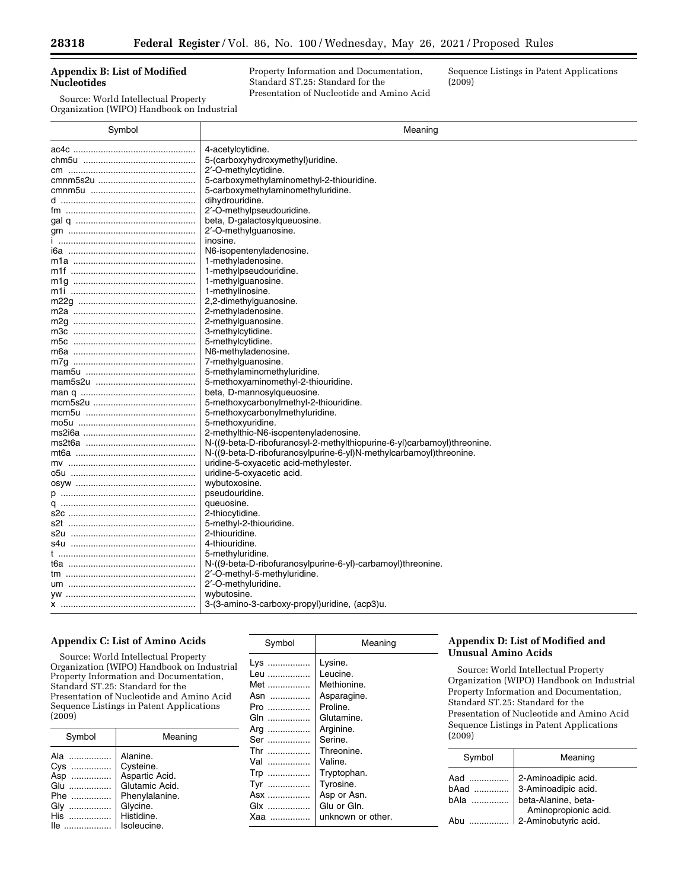## Appendix B: List of Modified Nucleotides

Source: World Intellectual Property Organization (WIPO) Handbook on Industrial Property Information and Documentation, Standard ST.25: Standard for the Presentation of Nucleotide and Amino Acid Sequence Listings in Patent Applications (2009)

| Symbol | Meaning |
| --- | --- |
| ac4c | 4-acetylcytidine. |
| chm5u | 5-(carboxyhydroxymethyl)uridine. |
| cm | 2′-O-methylcytidine. |
| cmnm5s2u | 5-carboxymethylaminomethyl-2-thiouridine. |
| cmnm5u | 5-carboxymethylaminomethyluridine. |
| d | dihydrouridine. |
| fm | 2′-O-methylpseudouridine. |
| gal q | beta, D-galactosylqueuosine. |
| gm | 2′-O-methylguanosine. |
| i | inosine. |
| i6a | N6-isopentenyladenosine. |
| m1a | 1-methyladenosine. |
| m1f | 1-methylpseudouridine. |
| m1g | 1-methylguanosine. |
| m1i | 1-methylinosine. |
| m22g | 2,2-dimethylguanosine. |
| m2a | 2-methyladenosine. |
| m2g | 2-methylguanosine. |
| m3c | 3-methylcytidine. |
| m5c | 5-methylcytidine. |
| m6a | N6-methyladenosine. |
| m7g | 7-methylguanosine. |
| mam5u | 5-methylaminomethyluridine. |
| mam5s2u | 5-methoxyaminomethyl-2-thiouridine. |
| man q | beta, D-mannosylqueuosine. |
| mcm5s2u | 5-methoxycarbonylmethyl-2-thiouridine. |
| mcm5u | 5-methoxycarbonylmethyluridine. |
| mo5u | 5-methoxyuridine. |
| ms2i6a | 2-methylthio-N6-isopentenyladenosine. |
| ms2t6a | N-((9-beta-D-ribofuranosyl-2-methylthiopurine-6-yl)carbamoyl)threonine. |
| mt6a | N-((9-beta-D-ribofuranosylpurine-6-yl)N-methylcarbamoyl)threonine. |
| mv | uridine-5-oxyacetic acid-methylester. |
| o5u | uridine-5-oxyacetic acid. |
| osyw | wybutoxosine. |
| p | pseudouridine. |
| q | queuosine. |
| s2c | 2-thiocytidine. |
| s2t | 5-methyl-2-thiouridine. |
| s2u | 2-thiouridine. |
| s4u | 4-thiouridine. |
| t | 5-methyluridine. |
| t6a | N-((9-beta-D-ribofuranosylpurine-6-yl)-carbamoyl)threonine. |
| tm | 2′-O-methyl-5-methyluridine. |
| um | 2′-O-methyluridine. |
| yw | wybutosine. |
| x | 3-(3-amino-3-carboxy-propyl)uridine, (acp3)u. |

## Appendix C: List of Amino Acids

Source: World Intellectual Property Organization (WIPO) Handbook on Industrial Property Information and Documentation, Standard ST.25: Standard for the Presentation of Nucleotide and Amino Acid Sequence Listings in Patent Applications (2009)

| Symbol | Meaning |
| --- | --- |
| Ala | Alanine. |
| Cys | Cysteine. |
| Asp | Aspartic Acid. |
| Glu | Glutamic Acid. |
| Phe | Phenylalanine. |
| Gly | Glycine. |
| His | Histidine. |
| Ile | Isoleucine. |
| Lys | Lysine. |
| Leu | Leucine. |
| Met | Methionine. |
| Asn | Asparagine. |
| Pro | Proline. |
| Gln | Glutamine. |
| Arg | Arginine. |
| Ser | Serine. |
| Thr | Threonine. |
| Val | Valine. |
| Trp | Tryptophan. |
| Tyr | Tyrosine. |
| Asx | Asp or Asn. |
| Glx | Glu or Gln. |
| Xaa | unknown or other. |

## Appendix D: List of Modified and Unusual Amino Acids

Source: World Intellectual Property Organization (WIPO) Handbook on Industrial Property Information and Documentation, Standard ST.25: Standard for the Presentation of Nucleotide and Amino Acid Sequence Listings in Patent Applications (2009)

| Symbol | Meaning |
| --- | --- |
| Aad | 2-Aminoadipic acid. |
| bAad | 3-Aminoadipic acid. |
| bAla | beta-Alanine, beta-Aminopropionic acid. |
| Abu | 2-Aminobutyric acid. |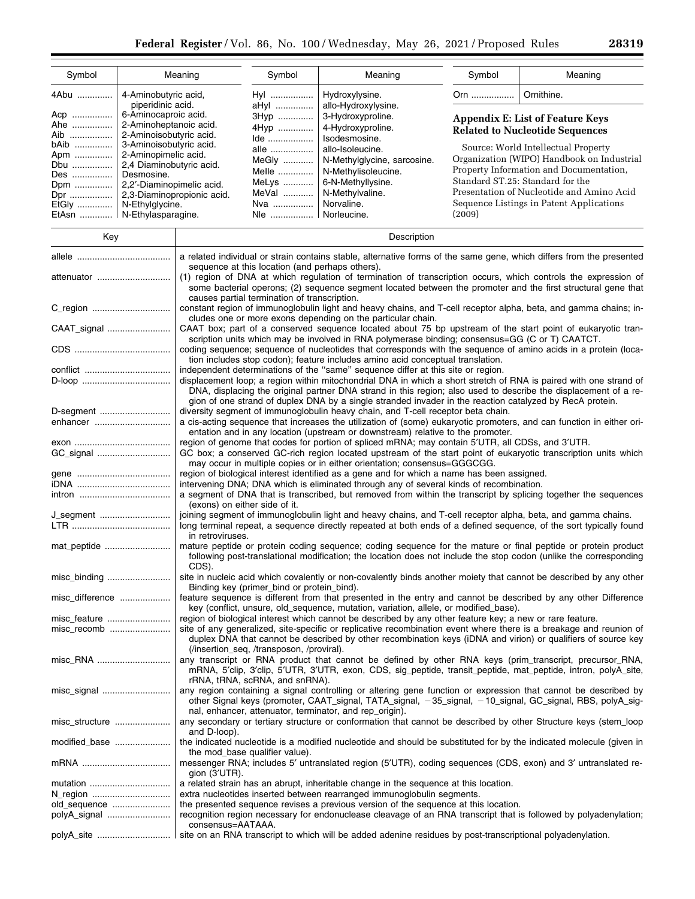| Symbol | Meaning |
| --- | --- |
| 4Abu | 4-Aminobutyric acid, piperidinic acid. |
| Acp | 6-Aminocaproic acid. |
| Ahe | 2-Aminoheptanoic acid. |
| Aib | 2-Aminoisobutyric acid. |
| bAib | 3-Aminoisobutyric acid. |
| Apm | 2-Aminopimelic acid. |
| Dbu | 2,4 Diaminobutyric acid. |
| Des | Desmosine. |
| Dpm | 2,2′-Diaminopimelic acid. |
| Dpr | 2,3-Diaminopropionic acid. |
| EtGly | N-Ethylglycine. |
| EtAsn | N-Ethylasparagine. |
| Hyl | Hydroxylysine. |
| aHyl | allo-Hydroxylysine. |
| 3Hyp | 3-Hydroxyproline. |
| 4Hyp | 4-Hydroxyproline. |
| Ide | Isodesmosine. |
| alle | allo-Isoleucine. |
| MeGly | N-Methylglycine, sarcosine. |
| MeIle | N-Methylisoleucine. |
| MeLys | 6-N-Methyllysine. |
| MeVal | N-Methylvaline. |
| Nva | Norvaline. |
| Nle | Norleucine. |
| Orn | Ornithine. |

## Appendix E: List of Feature Keys Related to Nucleotide Sequences

Source: World Intellectual Property Organization (WIPO) Handbook on Industrial Property Information and Documentation, Standard ST.25: Standard for the Presentation of Nucleotide and Amino Acid Sequence Listings in Patent Applications (2009)

| Key | Description |
| --- | --- |
| allele | a related individual or strain contains stable, alternative forms of the same gene, which differs from the presented sequence at this location (and perhaps others). |
| attenuator | (1) region of DNA at which regulation of termination of transcription occurs, which controls the expression of some bacterial operons; (2) sequence segment located between the promoter and the first structural gene that causes partial termination of transcription. |
| C_region | constant region of immunoglobulin light and heavy chains, and T-cell receptor alpha, beta, and gamma chains; includes one or more exons depending on the particular chain. |
| CAAT_signal | CAAT box; part of a conserved sequence located about 75 bp upstream of the start point of eukaryotic transcription units which may be involved in RNA polymerase binding; consensus=GG (C or T) CAATCT. |
| CDS | coding sequence; sequence of nucleotides that corresponds with the sequence of amino acids in a protein (location includes stop codon); feature includes amino acid conceptual translation. |
| conflict | independent determinations of the "same" sequence differ at this site or region. |
| D-loop | displacement loop; a region within mitochondrial DNA in which a short stretch of RNA is paired with one strand of DNA, displacing the original partner DNA strand in this region; also used to describe the displacement of a region of one strand of duplex DNA by a single stranded invader in the reaction catalyzed by RecA protein. |
| D-segment | diversity segment of immunoglobulin heavy chain, and T-cell receptor beta chain. |
| enhancer | a cis-acting sequence that increases the utilization of (some) eukaryotic promoters, and can function in either orientation and in any location (upstream or downstream) relative to the promoter. |
| exon | region of genome that codes for portion of spliced mRNA; may contain 5′UTR, all CDSs, and 3′UTR. |
| GC_signal | GC box; a conserved GC-rich region located upstream of the start point of eukaryotic transcription units which may occur in multiple copies or in either orientation; consensus=GGGCGG. |
| gene | region of biological interest identified as a gene and for which a name has been assigned. |
| iDNA | intervening DNA; DNA which is eliminated through any of several kinds of recombination. |
| intron | a segment of DNA that is transcribed, but removed from within the transcript by splicing together the sequences (exons) on either side of it. |
| J_segment | joining segment of immunoglobulin light and heavy chains, and T-cell receptor alpha, beta, and gamma chains. |
| LTR | long terminal repeat, a sequence directly repeated at both ends of a defined sequence, of the sort typically found in retroviruses. |
| mat_peptide | mature peptide or protein coding sequence; coding sequence for the mature or final peptide or protein product following post-translational modification; the location does not include the stop codon (unlike the corresponding CDS). |
| misc_binding | site in nucleic acid which covalently or non-covalently binds another moiety that cannot be described by any other Binding key (primer_bind or protein_bind). |
| misc_difference | feature sequence is different from that presented in the entry and cannot be described by any other Difference key (conflict, unsure, old_sequence, mutation, variation, allele, or modified_base). |
| misc_feature | region of biological interest which cannot be described by any other feature key; a new or rare feature. |
| misc_recomb | site of any generalized, site-specific or replicative recombination event where there is a breakage and reunion of duplex DNA that cannot be described by other recombination keys (iDNA and virion) or qualifiers of source key (/insertion_seq, /transposon, /proviral). |
| misc_RNA | any transcript or RNA product that cannot be defined by other RNA keys (prim_transcript, precursor_RNA, mRNA, 5′clip, 3′clip, 5′UTR, 3′UTR, exon, CDS, sig_peptide, transit_peptide, mat_peptide, intron, polyA_site, rRNA, tRNA, scRNA, and snRNA). |
| misc_signal | any region containing a signal controlling or altering gene function or expression that cannot be described by other Signal keys (promoter, CAAT_signal, TATA_signal, −35_signal, −10_signal, GC_signal, RBS, polyA_signal, enhancer, attenuator, terminator, and rep_origin). |
| misc_structure | any secondary or tertiary structure or conformation that cannot be described by other Structure keys (stem_loop and D-loop). |
| modified_base | the indicated nucleotide is a modified nucleotide and should be substituted for by the indicated molecule (given in the mod_base qualifier value). |
| mRNA | messenger RNA; includes 5′ untranslated region (5′UTR), coding sequences (CDS, exon) and 3′ untranslated region (3′UTR). |
| mutation | a related strain has an abrupt, inheritable change in the sequence at this location. |
| N_region | extra nucleotides inserted between rearranged immunoglobulin segments. |
| old_sequence | the presented sequence revises a previous version of the sequence at this location. |
| polyA_signal | recognition region necessary for endonuclease cleavage of an RNA transcript that is followed by polyadenylation; consensus=AATAAA. |
| polyA_site | site on an RNA transcript to which will be added adenine residues by post-transcriptional polyadenylation. |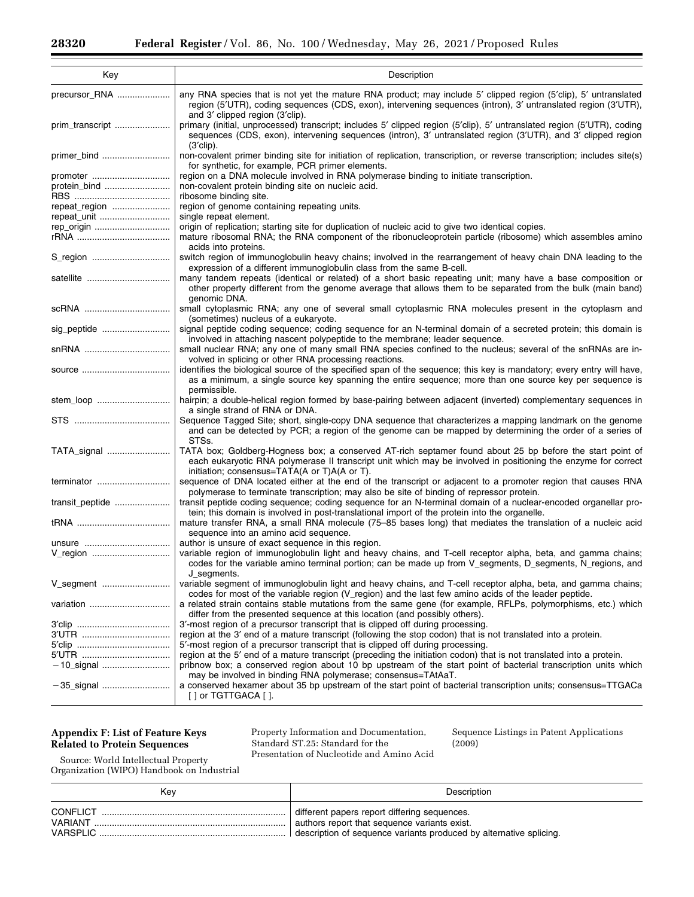| Key | Description |
|---|---|
| precursor_RNA | any RNA species that is not yet the mature RNA product; may include 5′ clipped region (5′clip), 5′ untranslated region (5′UTR), coding sequences (CDS, exon), intervening sequences (intron), 3′ untranslated region (3′UTR), and 3′ clipped region (3′clip). |
| prim_transcript | primary (initial, unprocessed) transcript; includes 5′ clipped region (5′clip), 5′ untranslated region (5′UTR), coding sequences (CDS, exon), intervening sequences (intron), 3′ untranslated region (3′UTR), and 3′ clipped region (3′clip). |
| primer_bind | non-covalent primer binding site for initiation of replication, transcription, or reverse transcription; includes site(s) for synthetic, for example, PCR primer elements. |
| promoter | region on a DNA molecule involved in RNA polymerase binding to initiate transcription. |
| protein_bind | non-covalent protein binding site on nucleic acid. |
| RBS | ribosome binding site. |
| repeat_region | region of genome containing repeating units. |
| repeat_unit | single repeat element. |
| rep_origin | origin of replication; starting site for duplication of nucleic acid to give two identical copies. |
| rRNA | mature ribosomal RNA; the RNA component of the ribonucleoprotein particle (ribosome) which assembles amino acids into proteins. |
| S_region | switch region of immunoglobulin heavy chains; involved in the rearrangement of heavy chain DNA leading to the expression of a different immunoglobulin class from the same B-cell. |
| satellite | many tandem repeats (identical or related) of a short basic repeating unit; many have a base composition or other property different from the genome average that allows them to be separated from the bulk (main band) genomic DNA. |
| scRNA | small cytoplasmic RNA; any one of several small cytoplasmic RNA molecules present in the cytoplasm and (sometimes) nucleus of a eukaryote. |
| sig_peptide | signal peptide coding sequence; coding sequence for an N-terminal domain of a secreted protein; this domain is involved in attaching nascent polypeptide to the membrane; leader sequence. |
| snRNA | small nuclear RNA; any one of many small RNA species confined to the nucleus; several of the snRNAs are involved in splicing or other RNA processing reactions. |
| source | identifies the biological source of the specified span of the sequence; this key is mandatory; every entry will have, as a minimum, a single source key spanning the entire sequence; more than one source key per sequence is permissible. |
| stem_loop | hairpin; a double-helical region formed by base-pairing between adjacent (inverted) complementary sequences in a single strand of RNA or DNA. |
| STS | Sequence Tagged Site; short, single-copy DNA sequence that characterizes a mapping landmark on the genome and can be detected by PCR; a region of the genome can be mapped by determining the order of a series of STSs. |
| TATA_signal | TATA box; Goldberg-Hogness box; a conserved AT-rich septamer found about 25 bp before the start point of each eukaryotic RNA polymerase II transcript unit which may be involved in positioning the enzyme for correct initiation; consensus=TATA(A or T)A(A or T). |
| terminator | sequence of DNA located either at the end of the transcript or adjacent to a promoter region that causes RNA polymerase to terminate transcription; may also be site of binding of repressor protein. |
| transit_peptide | transit peptide coding sequence; coding sequence for an N-terminal domain of a nuclear-encoded organellar protein; this domain is involved in post-translational import of the protein into the organelle. |
| tRNA | mature transfer RNA, a small RNA molecule (75–85 bases long) that mediates the translation of a nucleic acid sequence into an amino acid sequence. |
| unsure | author is unsure of exact sequence in this region. |
| V_region | variable region of immunoglobulin light and heavy chains, and T-cell receptor alpha, beta, and gamma chains; codes for the variable amino terminal portion; can be made up from V_segments, D_segments, N_regions, and J_segments. |
| V_segment | variable segment of immunoglobulin light and heavy chains, and T-cell receptor alpha, beta, and gamma chains; codes for most of the variable region (V_region) and the last few amino acids of the leader peptide. |
| variation | a related strain contains stable mutations from the same gene (for example, RFLPs, polymorphisms, etc.) which differ from the presented sequence at this location (and possibly others). |
| 3′clip | 3′-most region of a precursor transcript that is clipped off during processing. |
| 3′UTR | region at the 3′ end of a mature transcript (following the stop codon) that is not translated into a protein. |
| 5′clip | 5′-most region of a precursor transcript that is clipped off during processing. |
| 5′UTR | region at the 5′ end of a mature transcript (preceding the initiation codon) that is not translated into a protein. |
| −10_signal | pribnow box; a conserved region about 10 bp upstream of the start point of bacterial transcription units which may be involved in binding RNA polymerase; consensus=TAtAaT. |
| −35_signal | a conserved hexamer about 35 bp upstream of the start point of bacterial transcription units; consensus=TTGACa [ ] or TGTTGACA [ ]. |

## Appendix F: List of Feature Keys Related to Protein Sequences

Source: World Intellectual Property Organization (WIPO) Handbook on Industrial Property Information and Documentation, Standard ST.25: Standard for the Presentation of Nucleotide and Amino Acid Sequence Listings in Patent Applications (2009)

| Key | Description |
|---|---|
| CONFLICT | different papers report differing sequences. |
| VARIANT | authors report that sequence variants exist. |
| VARSPLIC | description of sequence variants produced by alternative splicing. |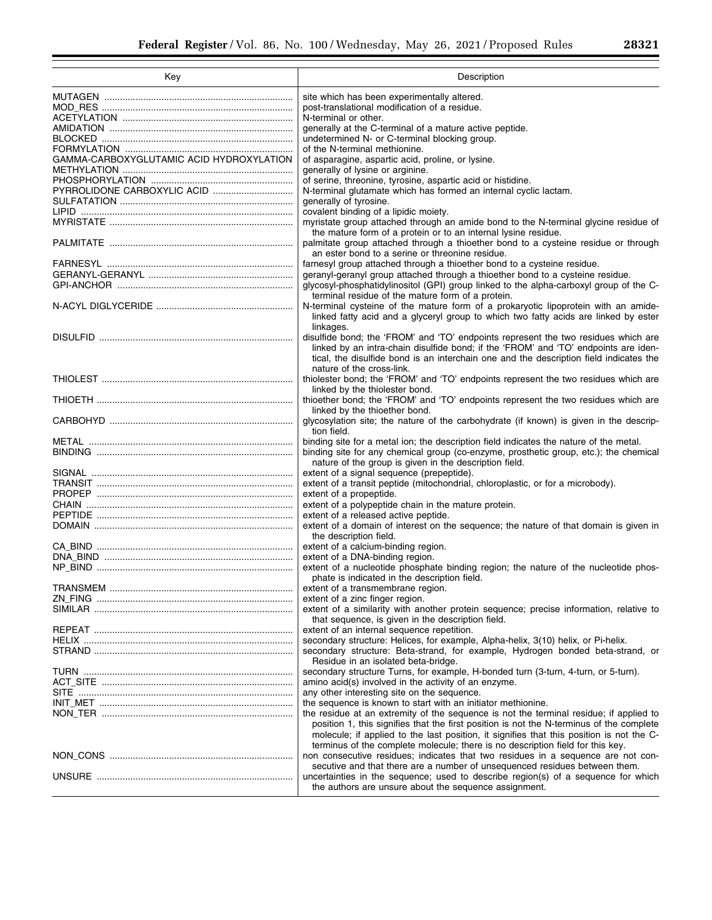| Key | Description |
| --- | --- |
| MUTAGEN | site which has been experimentally altered. |
| MOD_RES | post-translational modification of a residue. |
| ACETYLATION | N-terminal or other. |
| AMIDATION | generally at the C-terminal of a mature active peptide. |
| BLOCKED | undetermined N- or C-terminal blocking group. |
| FORMYLATION | of the N-terminal methionine. |
| GAMMA-CARBOXYGLUTAMIC ACID HYDROXYLATION | of asparagine, aspartic acid, proline, or lysine. |
| METHYLATION | generally of lysine or arginine. |
| PHOSPHORYLATION | of serine, threonine, tyrosine, aspartic acid or histidine. |
| PYRROLIDONE CARBOXYLIC ACID | N-terminal glutamate which has formed an internal cyclic lactam. |
| SULFATATION | generally of tyrosine. |
| LIPID | covalent binding of a lipidic moiety. |
| MYRISTATE | myristate group attached through an amide bond to the N-terminal glycine residue of the mature form of a protein or to an internal lysine residue. |
| PALMITATE | palmitate group attached through a thioether bond to a cysteine residue or through an ester bond to a serine or threonine residue. |
| FARNESYL | farnesyl group attached through a thioether bond to a cysteine residue. |
| GERANYL-GERANYL | geranyl-geranyl group attached through a thioether bond to a cysteine residue. |
| GPI-ANCHOR | glycosyl-phosphatidylinositol (GPI) group linked to the alpha-carboxyl group of the C-terminal residue of the mature form of a protein. |
| N-ACYL DIGLYCERIDE | N-terminal cysteine of the mature form of a prokaryotic lipoprotein with an amide-linked fatty acid and a glyceryl group to which two fatty acids are linked by ester linkages. |
| DISULFID | disulfide bond; the 'FROM' and 'TO' endpoints represent the two residues which are linked by an intra-chain disulfide bond; if the 'FROM' and 'TO' endpoints are identical, the disulfide bond is an interchain one and the description field indicates the nature of the cross-link. |
| THIOLEST | thiolester bond; the 'FROM' and 'TO' endpoints represent the two residues which are linked by the thiolester bond. |
| THIOETH | thioether bond; the 'FROM' and 'TO' endpoints represent the two residues which are linked by the thioether bond. |
| CARBOHYD | glycosylation site; the nature of the carbohydrate (if known) is given in the description field. |
| METAL | binding site for a metal ion; the description field indicates the nature of the metal. |
| BINDING | binding site for any chemical group (co-enzyme, prosthetic group, etc.); the chemical nature of the group is given in the description field. |
| SIGNAL | extent of a signal sequence (prepeptide). |
| TRANSIT | extent of a transit peptide (mitochondrial, chloroplastic, or for a microbody). |
| PROPEP | extent of a propeptide. |
| CHAIN | extent of a polypeptide chain in the mature protein. |
| PEPTIDE | extent of a released active peptide. |
| DOMAIN | extent of a domain of interest on the sequence; the nature of that domain is given in the description field. |
| CA_BIND | extent of a calcium-binding region. |
| DNA_BIND | extent of a DNA-binding region. |
| NP_BIND | extent of a nucleotide phosphate binding region; the nature of the nucleotide phosphate is indicated in the description field. |
| TRANSMEM | extent of a transmembrane region. |
| ZN_FING | extent of a zinc finger region. |
| SIMILAR | extent of a similarity with another protein sequence; precise information, relative to that sequence, is given in the description field. |
| REPEAT | extent of an internal sequence repetition. |
| HELIX | secondary structure: Helices, for example, Alpha-helix, 3(10) helix, or Pi-helix. |
| STRAND | secondary structure: Beta-strand, for example, Hydrogen bonded beta-strand, or Residue in an isolated beta-bridge. |
| TURN | secondary structure Turns, for example, H-bonded turn (3-turn, 4-turn, or 5-turn). |
| ACT_SITE | amino acid(s) involved in the activity of an enzyme. |
| SITE | any other interesting site on the sequence. |
| INIT_MET | the sequence is known to start with an initiator methionine. |
| NON_TER | the residue at an extremity of the sequence is not the terminal residue; if applied to position 1, this signifies that the first position is not the N-terminus of the complete molecule; if applied to the last position, it signifies that this position is not the C-terminus of the complete molecule; there is no description field for this key. |
| NON_CONS | non consecutive residues; indicates that two residues in a sequence are not consecutive and that there are a number of unsequenced residues between them. |
| UNSURE | uncertainties in the sequence; used to describe region(s) of a sequence for which the authors are unsure about the sequence assignment. |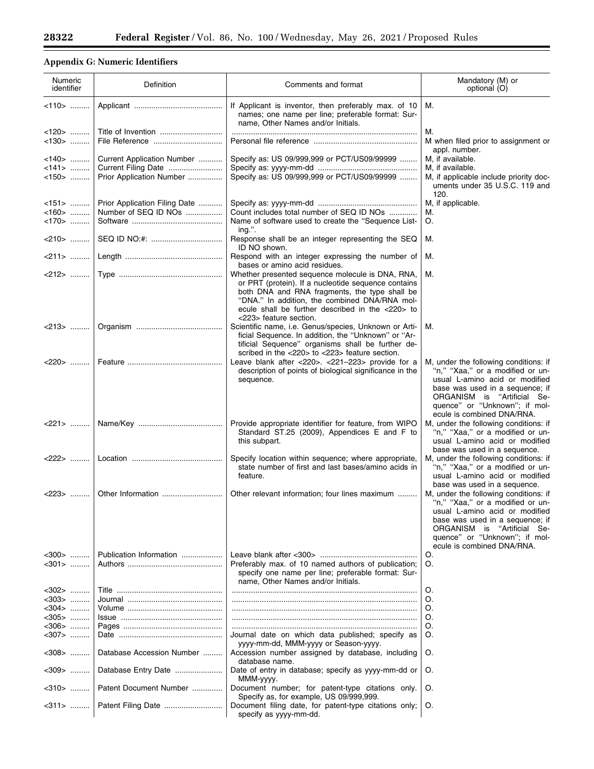## Appendix G: Numeric Identifiers

| Numeric identifier | Definition | Comments and format | Mandatory (M) or optional (O) |
|---|---|---|---|
| <110> | Applicant | If Applicant is inventor, then preferably max. of 10 names; one name per line; preferable format: Surname, Other Names and/or Initials. | M. |
| <120> | Title of Invention | | M. |
| <130> | File Reference | Personal file reference | M when filed prior to assignment or appl. number. |
| <140> | Current Application Number | Specify as: US 09/999,999 or PCT/US09/99999 | M, if available. |
| <141> | Current Filing Date | Specify as: yyyy-mm-dd | M, if available. |
| <150> | Prior Application Number | Specify as: US 09/999,999 or PCT/US09/99999 | M, if applicable include priority documents under 35 U.S.C. 119 and 120. |
| <151> | Prior Application Filing Date | Specify as: yyyy-mm-dd | M, if applicable. |
| <160> | Number of SEQ ID NOs | Count includes total number of SEQ ID NOs | M. |
| <170> | Software | Name of software used to create the "Sequence Listing.". | O. |
| <210> | SEQ ID NO:#: | Response shall be an integer representing the SEQ ID NO shown. | M. |
| <211> | Length | Respond with an integer expressing the number of bases or amino acid residues. | M. |
| <212> | Type | Whether presented sequence molecule is DNA, RNA, or PRT (protein). If a nucleotide sequence contains both DNA and RNA fragments, the type shall be "DNA." In addition, the combined DNA/RNA molecule shall be further described in the <220> to <223> feature section. | M. |
| <213> | Organism | Scientific name, i.e. Genus/species, Unknown or Artificial Sequence. In addition, the "Unknown" or "Artificial Sequence" organisms shall be further described in the <220> to <223> feature section. | M. |
| <220> | Feature | Leave blank after <220>. <221–223> provide for a description of points of biological significance in the sequence. | M, under the following conditions: if "n," "Xaa," or a modified or unusual L-amino acid or modified base was used in a sequence; if ORGANISM is "Artificial Sequence" or "Unknown"; if molecule is combined DNA/RNA. |
| <221> | Name/Key | Provide appropriate identifier for feature, from WIPO Standard ST.25 (2009), Appendices E and F to this subpart. | M, under the following conditions: if "n," "Xaa," or a modified or unusual L-amino acid or modified base was used in a sequence. |
| <222> | Location | Specify location within sequence; where appropriate, state number of first and last bases/amino acids in feature. | M, under the following conditions: if "n," "Xaa," or a modified or unusual L-amino acid or modified base was used in a sequence. |
| <223> | Other Information | Other relevant information; four lines maximum | M, under the following conditions: if "n," "Xaa," or a modified or unusual L-amino acid or modified base was used in a sequence; if ORGANISM is "Artificial Sequence" or "Unknown"; if molecule is combined DNA/RNA. |
| <300> | Publication Information | Leave blank after <300> | O. |
| <301> | Authors | Preferably max. of 10 named authors of publication; specify one name per line; preferable format: Surname, Other Names and/or Initials. | O. |
| <302> | Title | | O. |
| <303> | Journal | | O. |
| <304> | Volume | | O. |
| <305> | Issue | | O. |
| <306> | Pages | | O. |
| <307> | Date | Journal date on which data published; specify as yyyy-mm-dd, MMM-yyyy or Season-yyyy. | O. |
| <308> | Database Accession Number | Accession number assigned by database, including database name. | O. |
| <309> | Database Entry Date | Date of entry in database; specify as yyyy-mm-dd or MMM-yyyy. | O. |
| <310> | Patent Document Number | Document number; for patent-type citations only. Specify as, for example, US 09/999,999. | O. |
| <311> | Patent Filing Date | Document filing date, for patent-type citations only; specify as yyyy-mm-dd. | O. |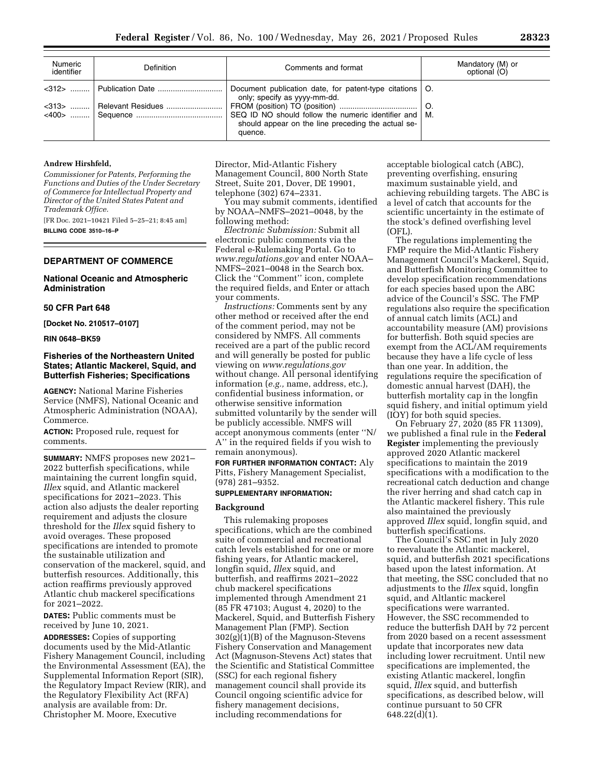| Numeric identifier | Definition | Comments and format | Mandatory (M) or optional (O) |
| --- | --- | --- | --- |
| <312> | Publication Date | Document publication date, for patent-type citations only; specify as yyyy-mm-dd. | O. |
| <313> | Relevant Residues | FROM (position) TO (position) | O. |
| <400> | Sequence | SEQ ID NO should follow the numeric identifier and should appear on the line preceding the actual sequence. | M. |

**Andrew Hirshfeld,**

*Commissioner for Patents, Performing the Functions and Duties of the Under Secretary of Commerce for Intellectual Property and Director of the United States Patent and Trademark Office.*

[FR Doc. 2021–10421 Filed 5–25–21; 8:45 am]

**BILLING CODE 3510–16–P**

## DEPARTMENT OF COMMERCE

## National Oceanic and Atmospheric Administration

## 50 CFR Part 648

**[Docket No. 210517–0107]**

**RIN 0648–BK59**

## Fisheries of the Northeastern United States; Atlantic Mackerel, Squid, and Butterfish Fisheries; Specifications

**AGENCY:** National Marine Fisheries Service (NMFS), National Oceanic and Atmospheric Administration (NOAA), Commerce.

**ACTION:** Proposed rule, request for comments.

**SUMMARY:** NMFS proposes new 2021–2022 butterfish specifications, while maintaining the current longfin squid, *Illex* squid, and Atlantic mackerel specifications for 2021–2023. This action also adjusts the dealer reporting requirement and adjusts the closure threshold for the *Illex* squid fishery to avoid overages. These proposed specifications are intended to promote the sustainable utilization and conservation of the mackerel, squid, and butterfish resources. Additionally, this action reaffirms previously approved Atlantic chub mackerel specifications for 2021–2022.

**DATES:** Public comments must be received by June 10, 2021.

**ADDRESSES:** Copies of supporting documents used by the Mid-Atlantic Fishery Management Council, including the Environmental Assessment (EA), the Supplemental Information Report (SIR), the Regulatory Impact Review (RIR), and the Regulatory Flexibility Act (RFA) analysis are available from: Dr. Christopher M. Moore, Executive Director, Mid-Atlantic Fishery Management Council, 800 North State Street, Suite 201, Dover, DE 19901, telephone (302) 674–2331.

You may submit comments, identified by NOAA–NMFS–2021–0048, by the following method:

*Electronic Submission:* Submit all electronic public comments via the Federal e-Rulemaking Portal. Go to *www.regulations.gov* and enter NOAA–NMFS–2021–0048 in the Search box. Click the ''Comment'' icon, complete the required fields, and Enter or attach your comments.

*Instructions:* Comments sent by any other method or received after the end of the comment period, may not be considered by NMFS. All comments received are a part of the public record and will generally be posted for public viewing on *www.regulations.gov* without change. All personal identifying information (*e.g.,* name, address, etc.), confidential business information, or otherwise sensitive information submitted voluntarily by the sender will be publicly accessible. NMFS will accept anonymous comments (enter ''N/A'' in the required fields if you wish to remain anonymous).

**FOR FURTHER INFORMATION CONTACT:** Aly Pitts, Fishery Management Specialist, (978) 281–9352.

**SUPPLEMENTARY INFORMATION:**

### Background

This rulemaking proposes specifications, which are the combined suite of commercial and recreational catch levels established for one or more fishing years, for Atlantic mackerel, longfin squid, *Illex* squid, and butterfish, and reaffirms 2021–2022 chub mackerel specifications implemented through Amendment 21 (85 FR 47103; August 4, 2020) to the Mackerel, Squid, and Butterfish Fishery Management Plan (FMP). Section 302(g)(1)(B) of the Magnuson-Stevens Fishery Conservation and Management Act (Magnuson-Stevens Act) states that the Scientific and Statistical Committee (SSC) for each regional fishery management council shall provide its Council ongoing scientific advice for fishery management decisions, including recommendations for acceptable biological catch (ABC), preventing overfishing, ensuring maximum sustainable yield, and achieving rebuilding targets. The ABC is a level of catch that accounts for the scientific uncertainty in the estimate of the stock's defined overfishing level (OFL).

The regulations implementing the FMP require the Mid-Atlantic Fishery Management Council's Mackerel, Squid, and Butterfish Monitoring Committee to develop specification recommendations for each species based upon the ABC advice of the Council's SSC. The FMP regulations also require the specification of annual catch limits (ACL) and accountability measure (AM) provisions for butterfish. Both squid species are exempt from the ACL/AM requirements because they have a life cycle of less than one year. In addition, the regulations require the specification of domestic annual harvest (DAH), the butterfish mortality cap in the longfin squid fishery, and initial optimum yield (IOY) for both squid species.

On February 27, 2020 (85 FR 11309), we published a final rule in the **Federal Register** implementing the previously approved 2020 Atlantic mackerel specifications to maintain the 2019 specifications with a modification to the recreational catch deduction and change the river herring and shad catch cap in the Atlantic mackerel fishery. This rule also maintained the previously approved *Illex* squid, longfin squid, and butterfish specifications.

The Council's SSC met in July 2020 to reevaluate the Atlantic mackerel, squid, and butterfish 2021 specifications based upon the latest information. At that meeting, the SSC concluded that no adjustments to the *Illex* squid, longfin squid, and Altlantic mackerel specifications were warranted. However, the SSC recommended to reduce the butterfish DAH by 72 percent from 2020 based on a recent assessment update that incorporates new data including lower recruitment. Until new specifications are implemented, the existing Atlantic mackerel, longfin squid, *Illex* squid, and butterfish specifications, as described below, will continue pursuant to 50 CFR 648.22(d)(1).